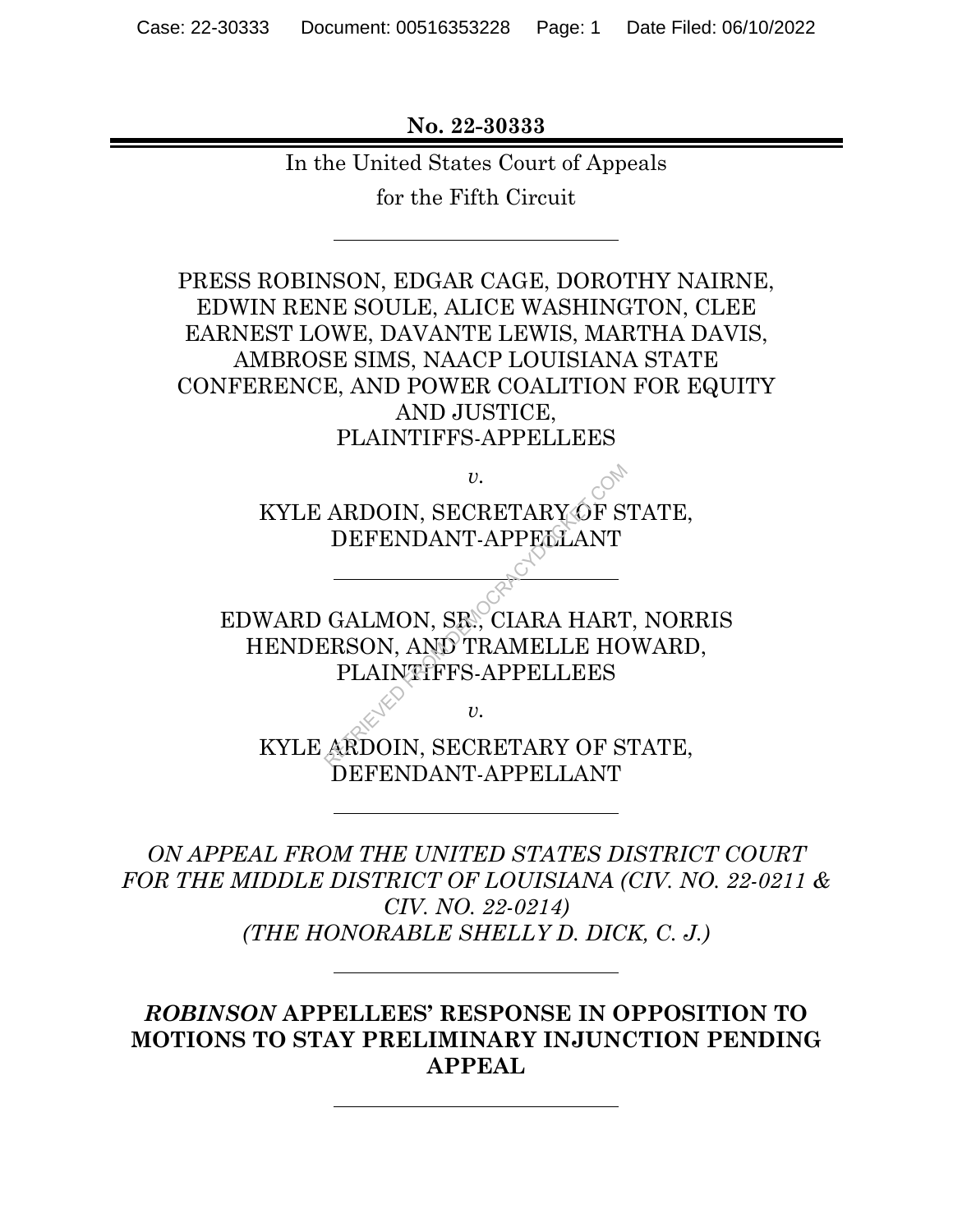**No. 22-30333**

In the United States Court of Appeals
for the Fifth Circuit

---

PRESS ROBINSON, EDGAR CAGE, DOROTHY NAIRNE, EDWIN RENE SOULE, ALICE WASHINGTON, CLEE EARNEST LOWE, DAVANTE LEWIS, MARTHA DAVIS, AMBROSE SIMS, NAACP LOUISIANA STATE CONFERENCE, AND POWER COALITION FOR EQUITY AND JUSTICE,
PLAINTIFFS-APPELLEES

*v.*

KYLE ARDOIN, SECRETARY OF STATE,
DEFENDANT-APPELLANT

---

EDWARD GALMON, SR., CIARA HART, NORRIS HENDERSON, AND TRAMELLE HOWARD,
PLAINTIFFS-APPELLEES

*v.*

KYLE ARDOIN, SECRETARY OF STATE,
DEFENDANT-APPELLANT

---

*ON APPEAL FROM THE UNITED STATES DISTRICT COURT FOR THE MIDDLE DISTRICT OF LOUISIANA (CIV. NO. 22-0211 & CIV. NO. 22-0214)*
*(THE HONORABLE SHELLY D. DICK, C. J.)*

---

***ROBINSON* APPELLEES' RESPONSE IN OPPOSITION TO MOTIONS TO STAY PRELIMINARY INJUNCTION PENDING APPEAL**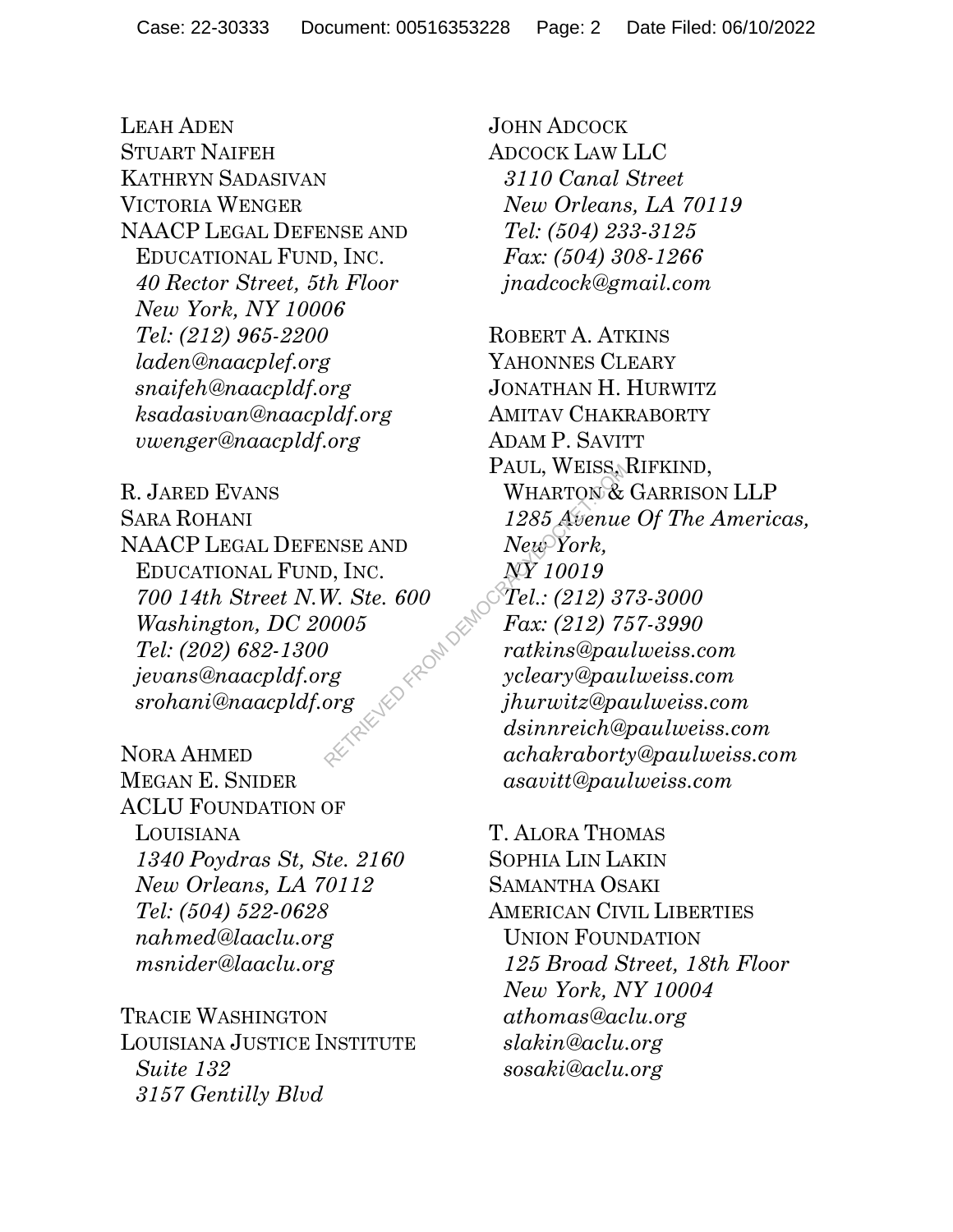LEAH ADEN
STUART NAIFEH
KATHRYN SADASIVAN
VICTORIA WENGER
NAACP LEGAL DEFENSE AND EDUCATIONAL FUND, INC.
*40 Rector Street, 5th Floor*
*New York, NY 10006*
*Tel: (212) 965-2200*
*laden@naacplef.org*
*snaifeh@naacpldf.org*
*ksadasivan@naacpldf.org*
*vwenger@naacpldf.org*

R. JARED EVANS
SARA ROHANI
NAACP LEGAL DEFENSE AND EDUCATIONAL FUND, INC.
*700 14th Street N.W. Ste. 600*
*Washington, DC 20005*
*Tel: (202) 682-1300*
*jevans@naacpldf.org*
*srohani@naacpldf.org*

NORA AHMED
MEGAN E. SNIDER
ACLU FOUNDATION OF LOUISIANA
*1340 Poydras St, Ste. 2160*
*New Orleans, LA 70112*
*Tel: (504) 522-0628*
*nahmed@laaclu.org*
*msnider@laaclu.org*

TRACIE WASHINGTON
LOUISIANA JUSTICE INSTITUTE
*Suite 132*
*3157 Gentilly Blvd*

JOHN ADCOCK
ADCOCK LAW LLC
*3110 Canal Street*
*New Orleans, LA 70119*
*Tel: (504) 233-3125*
*Fax: (504) 308-1266*
*jnadcock@gmail.com*

ROBERT A. ATKINS
YAHONNES CLEARY
JONATHAN H. HURWITZ
AMITAV CHAKRABORTY
ADAM P. SAVITT
PAUL, WEISS, RIFKIND, WHARTON & GARRISON LLP
*1285 Avenue Of The Americas, New York, NY 10019*
*Tel.: (212) 373-3000*
*Fax: (212) 757-3990*
*ratkins@paulweiss.com*
*ycleary@paulweiss.com*
*jhurwitz@paulweiss.com*
*dsinnreich@paulweiss.com*
*achakraborty@paulweiss.com*
*asavitt@paulweiss.com*

T. ALORA THOMAS
SOPHIA LIN LAKIN
SAMANTHA OSAKI
AMERICAN CIVIL LIBERTIES UNION FOUNDATION
*125 Broad Street, 18th Floor*
*New York, NY 10004*
*athomas@aclu.org*
*slakin@aclu.org*
*sosaki@aclu.org*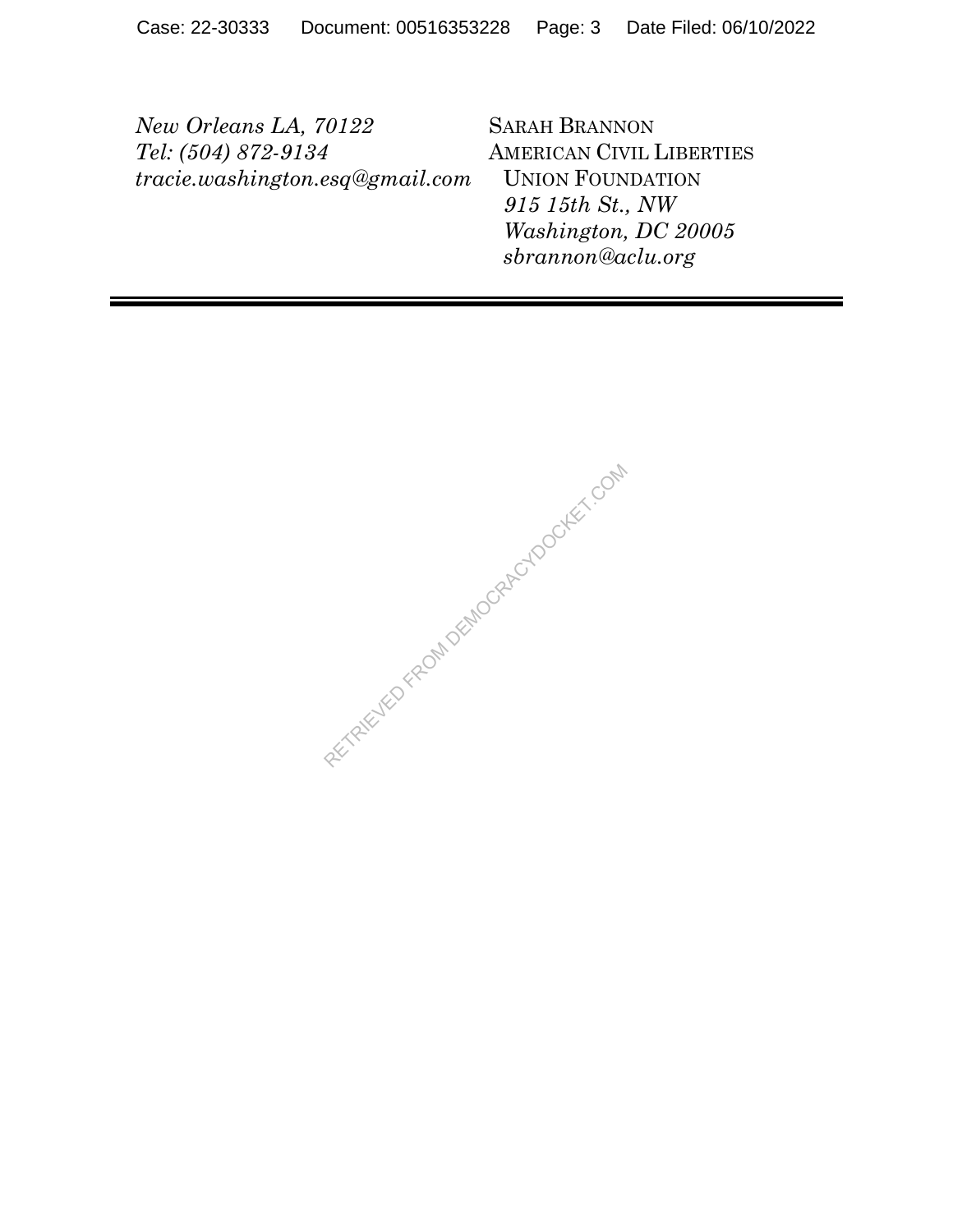*New Orleans LA, 70122*
*Tel: (504) 872-9134*
*tracie.washington.esq@gmail.com*

SARAH BRANNON
AMERICAN CIVIL LIBERTIES
UNION FOUNDATION
*915 15th St., NW*
*Washington, DC 20005*
*sbrannon@aclu.org*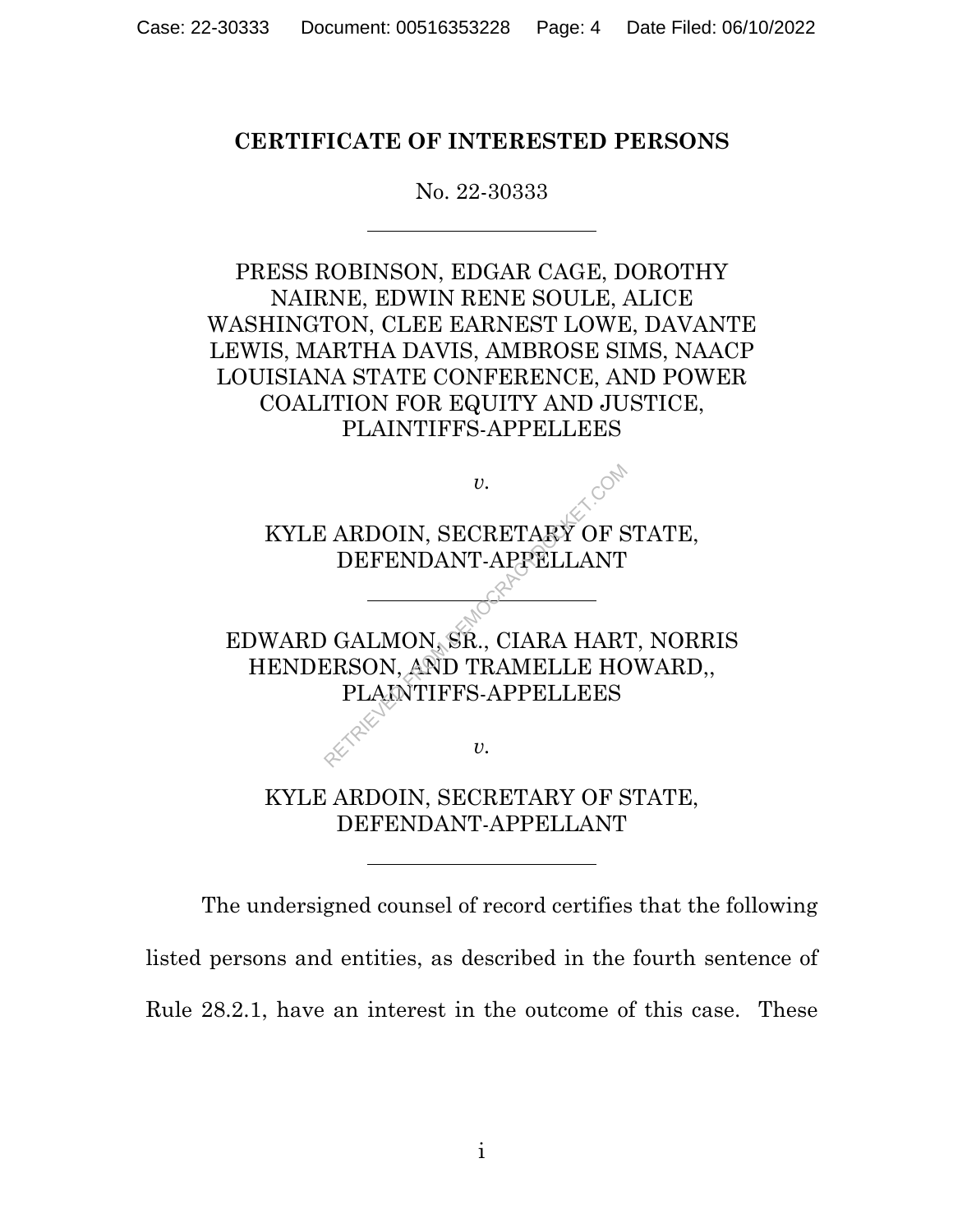**CERTIFICATE OF INTERESTED PERSONS**

No. 22-30333

---

PRESS ROBINSON, EDGAR CAGE, DOROTHY NAIRNE, EDWIN RENE SOULE, ALICE WASHINGTON, CLEE EARNEST LOWE, DAVANTE LEWIS, MARTHA DAVIS, AMBROSE SIMS, NAACP LOUISIANA STATE CONFERENCE, AND POWER COALITION FOR EQUITY AND JUSTICE, PLAINTIFFS-APPELLEES

*v.*

KYLE ARDOIN, SECRETARY OF STATE, DEFENDANT-APPELLANT

---

EDWARD GALMON, SR., CIARA HART, NORRIS HENDERSON, AND TRAMELLE HOWARD,, PLAINTIFFS-APPELLEES

*v.*

KYLE ARDOIN, SECRETARY OF STATE, DEFENDANT-APPELLANT

---

The undersigned counsel of record certifies that the following listed persons and entities, as described in the fourth sentence of Rule 28.2.1, have an interest in the outcome of this case. These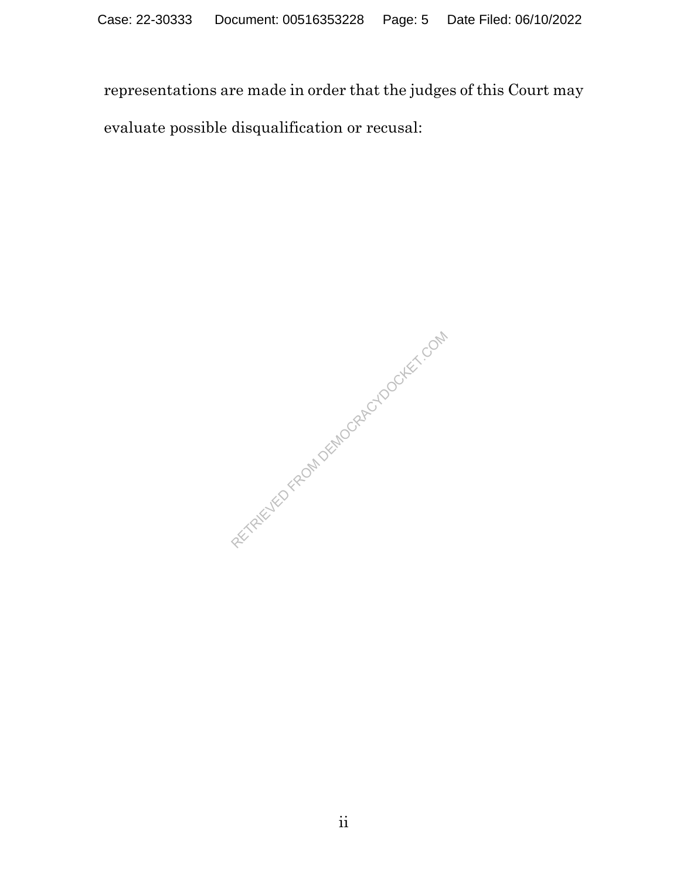representations are made in order that the judges of this Court may evaluate possible disqualification or recusal: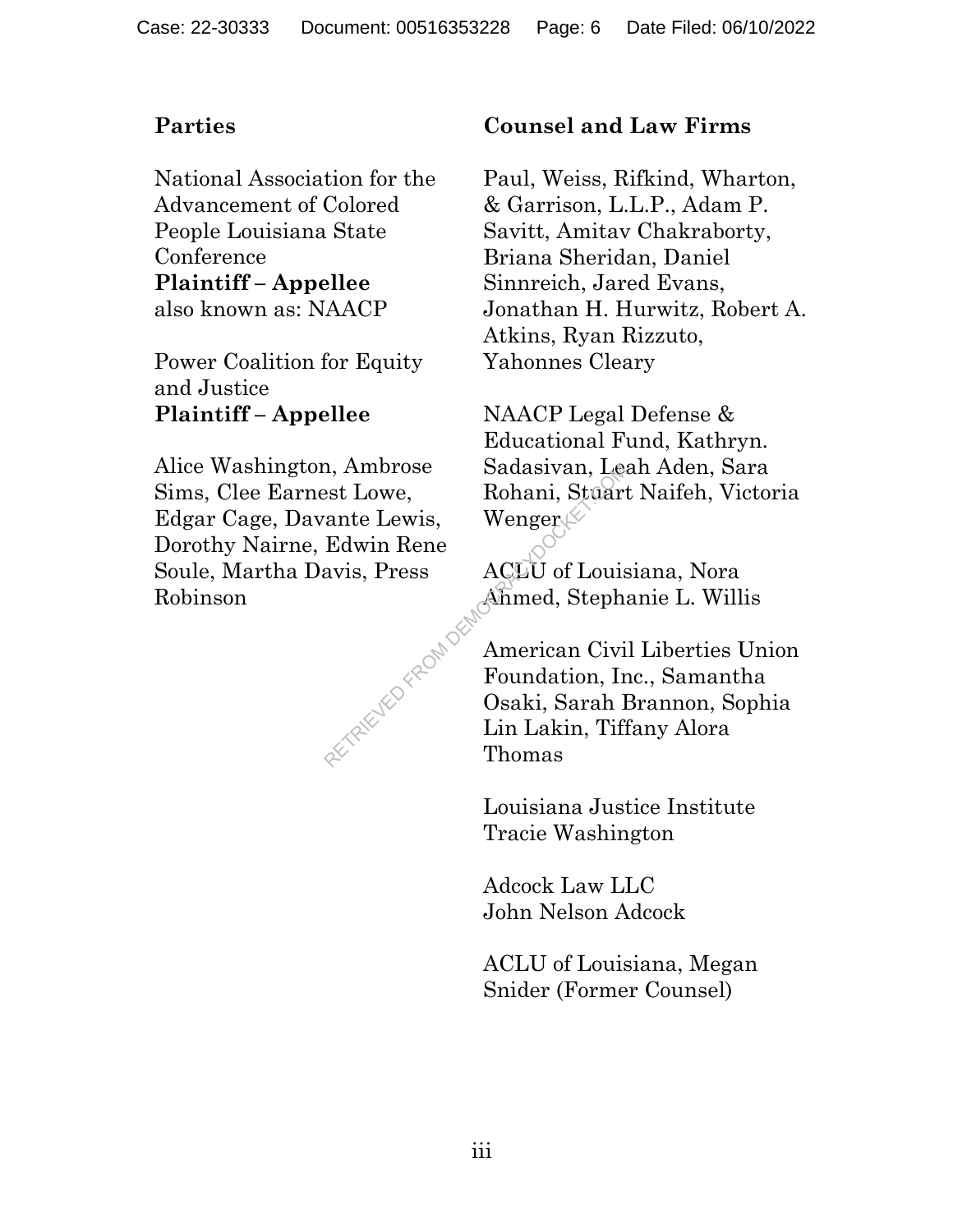| **Parties** | **Counsel and Law Firms** |
|---|---|
| National Association for the Advancement of Colored People Louisiana State Conference<br>**Plaintiff – Appellee**<br>also known as: NAACP | Paul, Weiss, Rifkind, Wharton, & Garrison, L.L.P., Adam P. Savitt, Amitav Chakraborty, Briana Sheridan, Daniel Sinnreich, Jared Evans, Jonathan H. Hurwitz, Robert A. Atkins, Ryan Rizzuto, Yahonnes Cleary |
| Power Coalition for Equity and Justice<br>**Plaintiff – Appellee** | NAACP Legal Defense & Educational Fund, Kathryn. Sadasivan, Leah Aden, Sara Rohani, Stuart Naifeh, Victoria Wenger |
| Alice Washington, Ambrose Sims, Clee Earnest Lowe, Edgar Cage, Davante Lewis, Dorothy Nairne, Edwin Rene Soule, Martha Davis, Press Robinson | ACLU of Louisiana, Nora Ahmed, Stephanie L. Willis |
| | American Civil Liberties Union Foundation, Inc., Samantha Osaki, Sarah Brannon, Sophia Lin Lakin, Tiffany Alora Thomas |
| | Louisiana Justice Institute Tracie Washington |
| | Adcock Law LLC John Nelson Adcock |
| | ACLU of Louisiana, Megan Snider (Former Counsel) |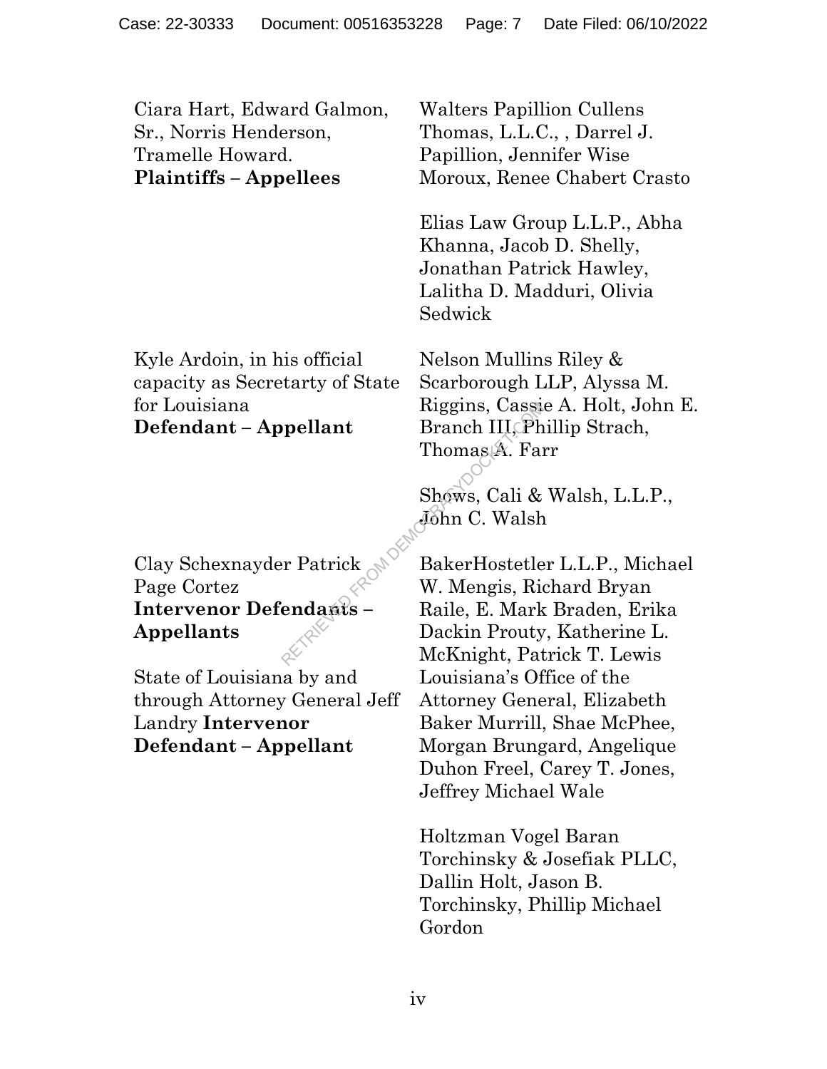| | |
|---|---|
| Ciara Hart, Edward Galmon, Sr., Norris Henderson, Tramelle Howard. **Plaintiffs – Appellees** | Walters Papillion Cullens Thomas, L.L.C., , Darrel J. Papillion, Jennifer Wise Moroux, Renee Chabert Crasto<br><br>Elias Law Group L.L.P., Abha Khanna, Jacob D. Shelly, Jonathan Patrick Hawley, Lalitha D. Madduri, Olivia Sedwick |
| Kyle Ardoin, in his official capacity as Secretarty of State for Louisiana **Defendant – Appellant** | Nelson Mullins Riley & Scarborough LLP, Alyssa M. Riggins, Cassie A. Holt, John E. Branch III, Phillip Strach, Thomas A. Farr<br><br>Shows, Cali & Walsh, L.L.P., John C. Walsh |
| Clay Schexnayder Patrick Page Cortez **Intervenor Defendants – Appellants** | BakerHostetler L.L.P., Michael W. Mengis, Richard Bryan Raile, E. Mark Braden, Erika Dackin Prouty, Katherine L. McKnight, Patrick T. Lewis |
| State of Louisiana by and through Attorney General Jeff Landry **Intervenor Defendant – Appellant** | Louisiana's Office of the Attorney General, Elizabeth Baker Murrill, Shae McPhee, Morgan Brungard, Angelique Duhon Freel, Carey T. Jones, Jeffrey Michael Wale<br><br>Holtzman Vogel Baran Torchinsky & Josefiak PLLC, Dallin Holt, Jason B. Torchinsky, Phillip Michael Gordon |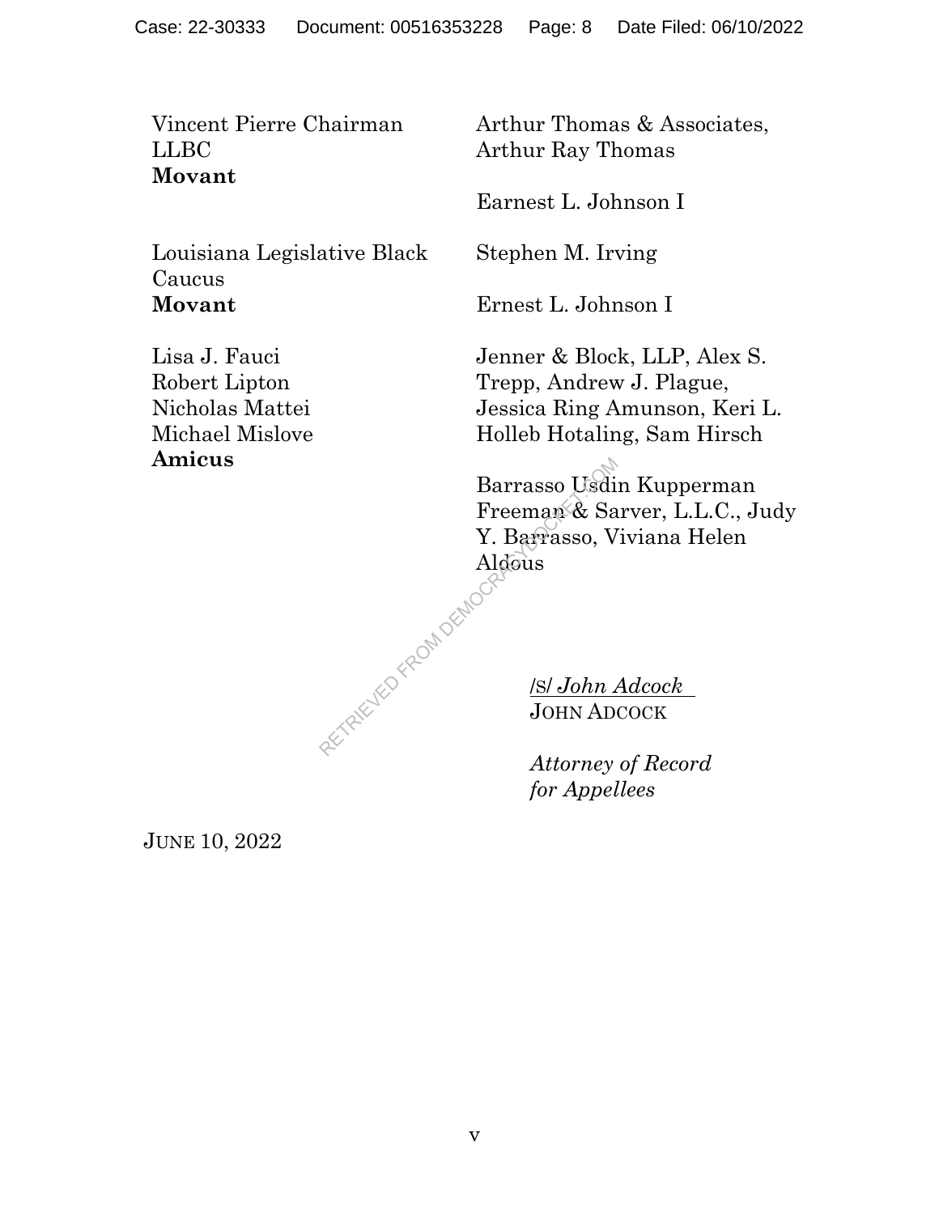Vincent Pierre Chairman
LLBC
**Movant**

Louisiana Legislative Black Caucus
**Movant**

Lisa J. Fauci
Robert Lipton
Nicholas Mattei
Michael Mislove
**Amicus**

Arthur Thomas & Associates, Arthur Ray Thomas

Earnest L. Johnson I

Stephen M. Irving

Ernest L. Johnson I

Jenner & Block, LLP, Alex S. Trepp, Andrew J. Plague, Jessica Ring Amunson, Keri L. Holleb Hotaling, Sam Hirsch

Barrasso Usdin Kupperman Freeman & Sarver, L.L.C., Judy Y. Barrasso, Viviana Helen Aldous

/s/ *John Adcock*
JOHN ADCOCK

*Attorney of Record for Appellees*

JUNE 10, 2022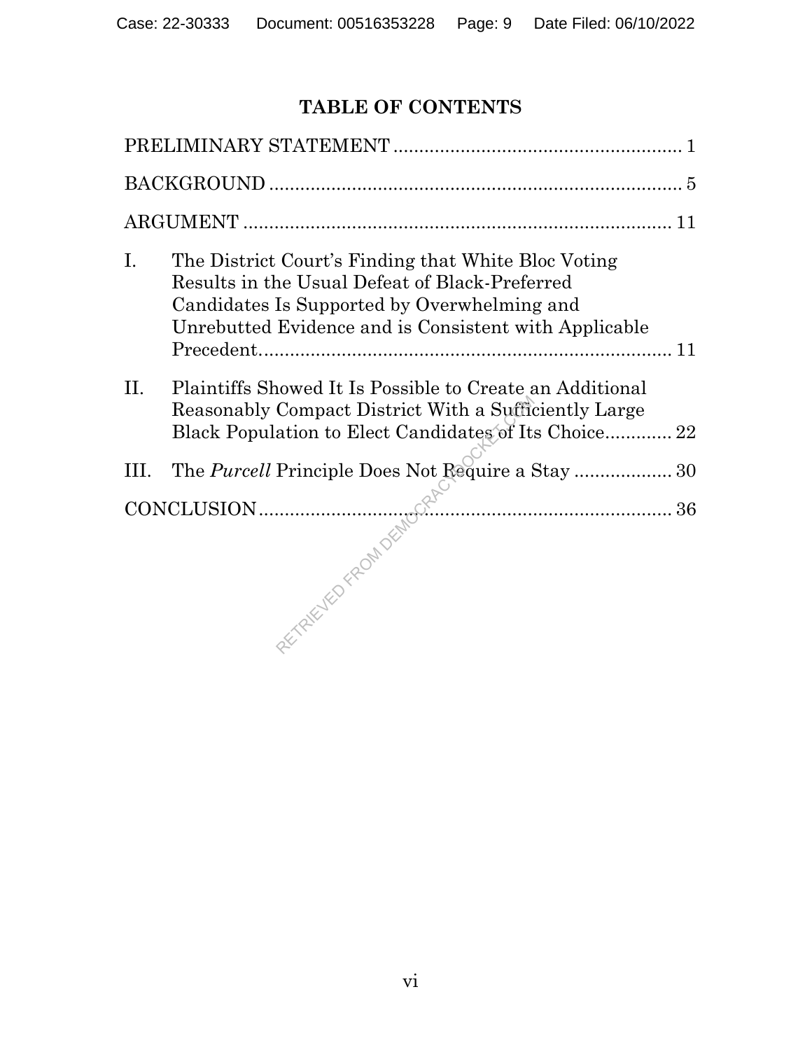# TABLE OF CONTENTS

PRELIMINARY STATEMENT ........................................................ 1

BACKGROUND ................................................................................ 5

ARGUMENT .................................................................................. 11

I. The District Court's Finding that White Bloc Voting Results in the Usual Defeat of Black-Preferred Candidates Is Supported by Overwhelming and Unrebutted Evidence and is Consistent with Applicable Precedent................................................................................ 11

II. Plaintiffs Showed It Is Possible to Create an Additional Reasonably Compact District With a Sufficiently Large Black Population to Elect Candidates of Its Choice............. 22

III. The *Purcell* Principle Does Not Require a Stay .................. 30

CONCLUSION................................................................................ 36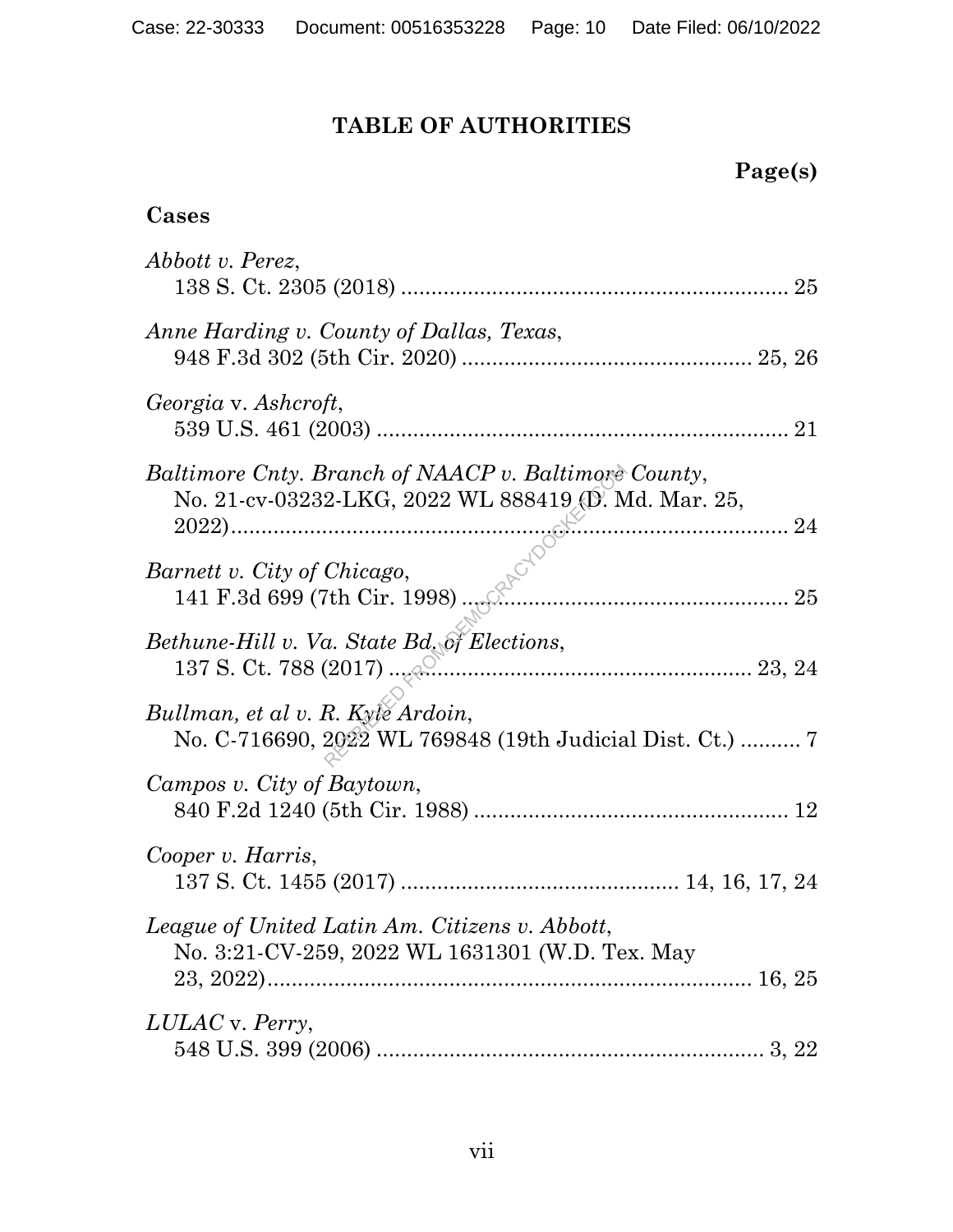# TABLE OF AUTHORITIES

**Page(s)**

**Cases**

*Abbott v. Perez*,
138 S. Ct. 2305 (2018) .............................................................. 25

*Anne Harding v. County of Dallas, Texas*,
948 F.3d 302 (5th Cir. 2020) ............................................... 25, 26

*Georgia* v. *Ashcroft*,
539 U.S. 461 (2003) ................................................................... 21

*Baltimore Cnty. Branch of NAACP v. Baltimore County*,
No. 21-cv-03232-LKG, 2022 WL 888419 (D. Md. Mar. 25, 2022)........................................................................................ 24

*Barnett v. City of Chicago*,
141 F.3d 699 (7th Cir. 1998) ..................................................... 25

*Bethune-Hill v. Va. State Bd. of Elections*,
137 S. Ct. 788 (2017) ........................................................... 23, 24

*Bullman, et al v. R. Kyle Ardoin*,
No. C-716690, 2022 WL 769848 (19th Judicial Dist. Ct.) .......... 7

*Campos v. City of Baytown*,
840 F.2d 1240 (5th Cir. 1988) .................................................... 12

*Cooper v. Harris*,
137 S. Ct. 1455 (2017) ............................................ 14, 16, 17, 24

*League of United Latin Am. Citizens v. Abbott*,
No. 3:21-CV-259, 2022 WL 1631301 (W.D. Tex. May 23, 2022)............................................................................... 16, 25

*LULAC* v. *Perry*,
548 U.S. 399 (2006) ............................................................... 3, 22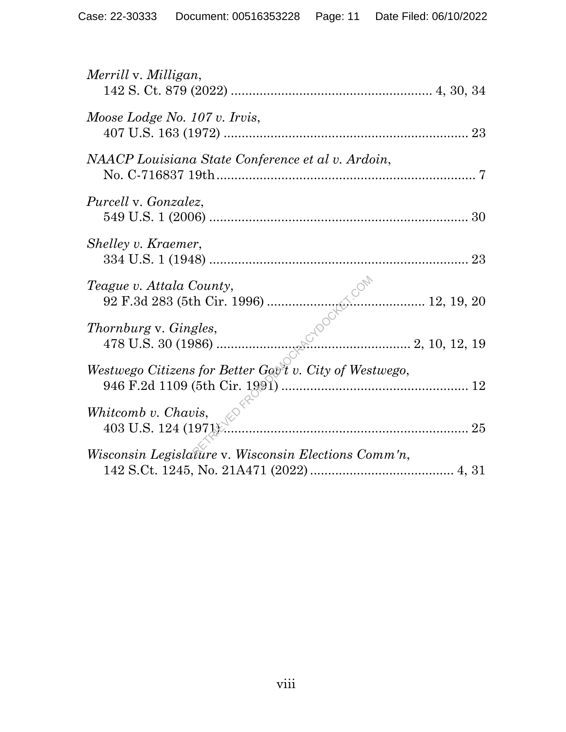*Merrill* v. *Milligan*,
142 S. Ct. 879 (2022) ........................................................ 4, 30, 34

*Moose Lodge No. 107 v. Irvis*,
407 U.S. 163 (1972) ..................................................................... 23

*NAACP Louisiana State Conference et al v. Ardoin*,
No. C-716837 19th.......................................................................... 7

*Purcell* v. *Gonzalez*,
549 U.S. 1 (2006) .......................................................................... 30

*Shelley v. Kraemer*,
334 U.S. 1 (1948) .......................................................................... 23

*Teague v. Attala County*,
92 F.3d 283 (5th Cir. 1996) ........................................... 12, 19, 20

*Thornburg* v. *Gingles*,
478 U.S. 30 (1986) ....................................................... 2, 10, 12, 19

*Westwego Citizens for Better Gov't v. City of Westwego*,
946 F.2d 1109 (5th Cir. 1991) ..................................................... 12

*Whitcomb v. Chavis*,
403 U.S. 124 (1971)...................................................................... 25

*Wisconsin Legislature* v. *Wisconsin Elections Comm'n*,
142 S.Ct. 1245, No. 21A471 (2022)......................................... 4, 31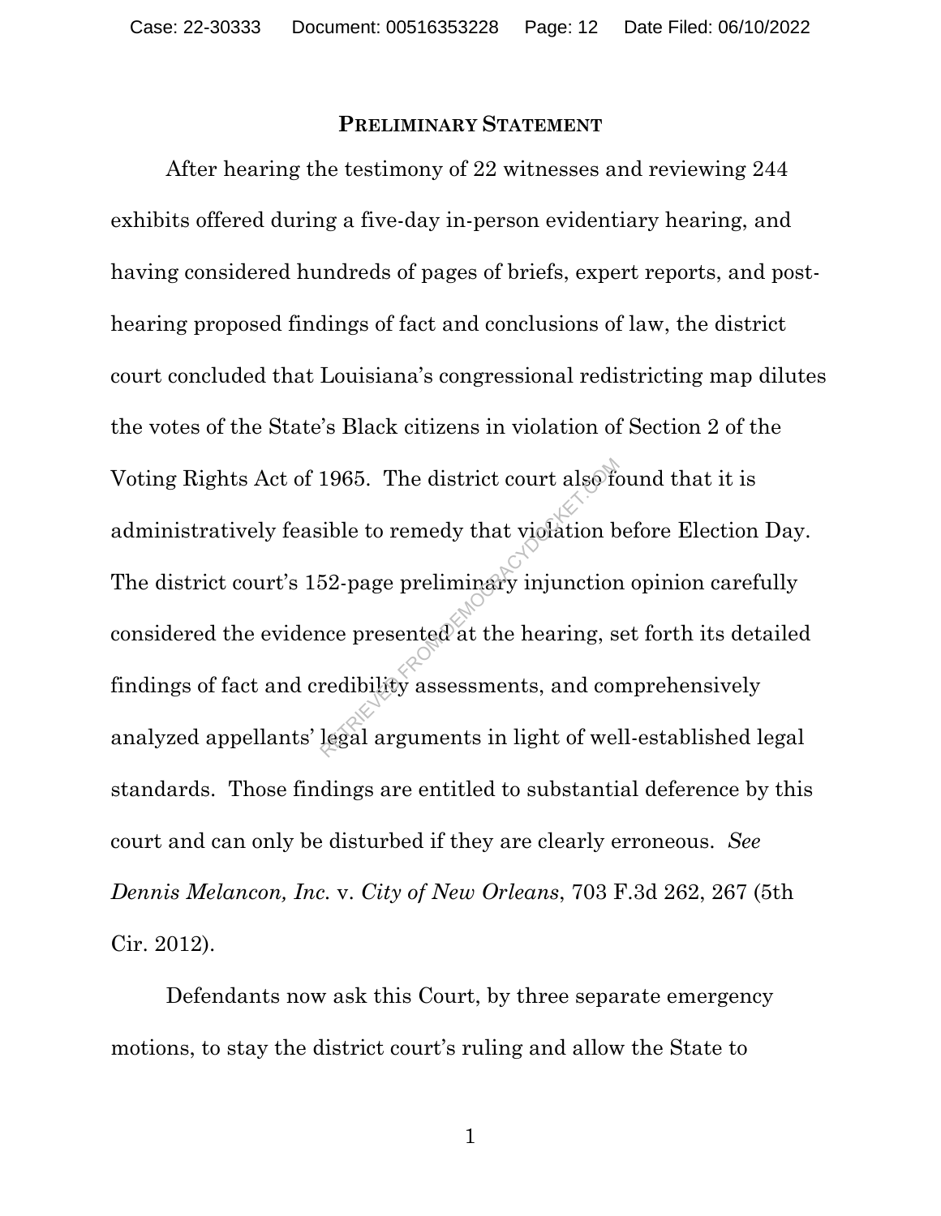## PRELIMINARY STATEMENT

After hearing the testimony of 22 witnesses and reviewing 244 exhibits offered during a five-day in-person evidentiary hearing, and having considered hundreds of pages of briefs, expert reports, and post-hearing proposed findings of fact and conclusions of law, the district court concluded that Louisiana's congressional redistricting map dilutes the votes of the State's Black citizens in violation of Section 2 of the Voting Rights Act of 1965. The district court also found that it is administratively feasible to remedy that violation before Election Day. The district court's 152-page preliminary injunction opinion carefully considered the evidence presented at the hearing, set forth its detailed findings of fact and credibility assessments, and comprehensively analyzed appellants' legal arguments in light of well-established legal standards. Those findings are entitled to substantial deference by this court and can only be disturbed if they are clearly erroneous. *See Dennis Melancon, Inc.* v. *City of New Orleans*, 703 F.3d 262, 267 (5th Cir. 2012).

Defendants now ask this Court, by three separate emergency motions, to stay the district court's ruling and allow the State to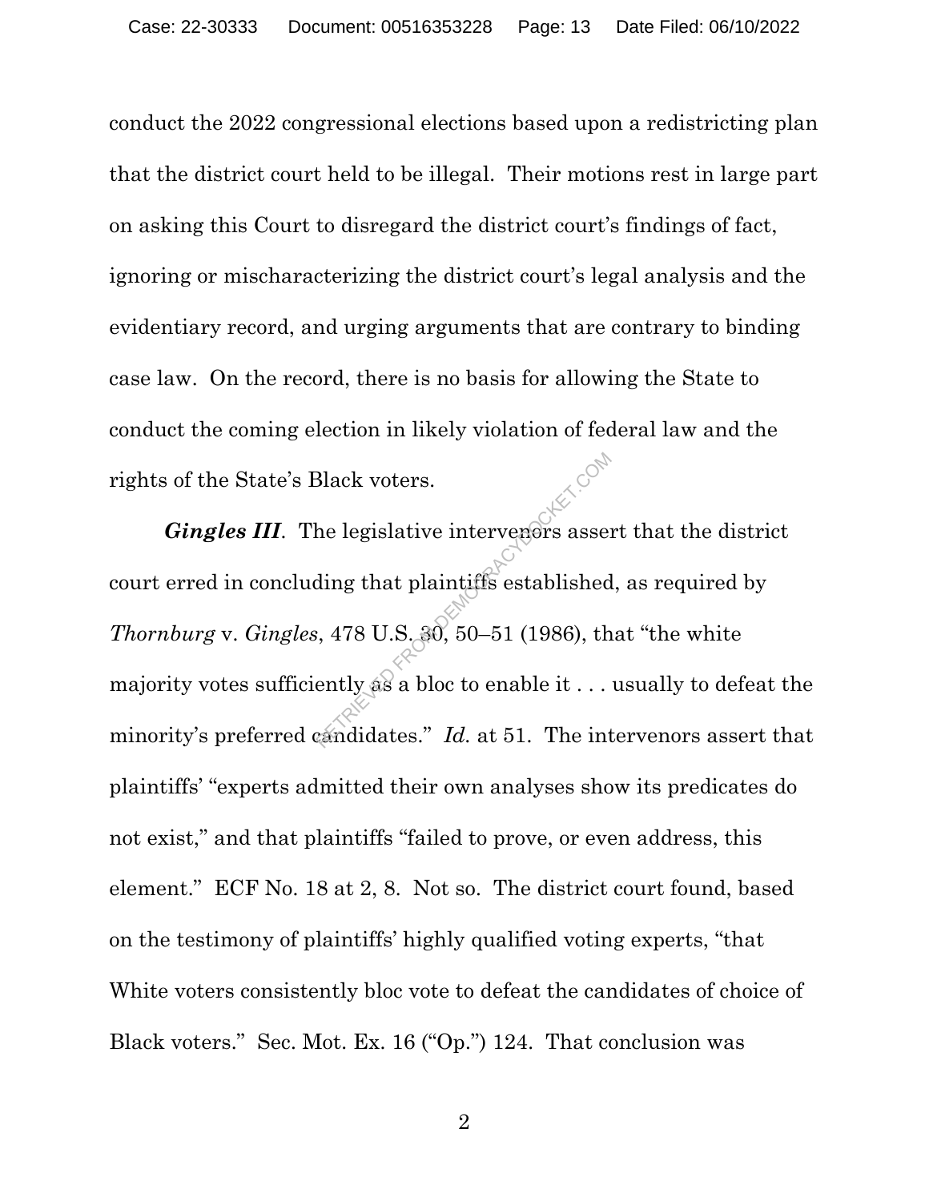conduct the 2022 congressional elections based upon a redistricting plan that the district court held to be illegal. Their motions rest in large part on asking this Court to disregard the district court's findings of fact, ignoring or mischaracterizing the district court's legal analysis and the evidentiary record, and urging arguments that are contrary to binding case law. On the record, there is no basis for allowing the State to conduct the coming election in likely violation of federal law and the rights of the State's Black voters.

***Gingles III***. The legislative intervenors assert that the district court erred in concluding that plaintiffs established, as required by *Thornburg* v. *Gingles*, 478 U.S. 30, 50–51 (1986), that "the white majority votes sufficiently as a bloc to enable it . . . usually to defeat the minority's preferred candidates." *Id.* at 51. The intervenors assert that plaintiffs' "experts admitted their own analyses show its predicates do not exist," and that plaintiffs "failed to prove, or even address, this element." ECF No. 18 at 2, 8. Not so. The district court found, based on the testimony of plaintiffs' highly qualified voting experts, "that White voters consistently bloc vote to defeat the candidates of choice of Black voters." Sec. Mot. Ex. 16 ("Op.") 124. That conclusion was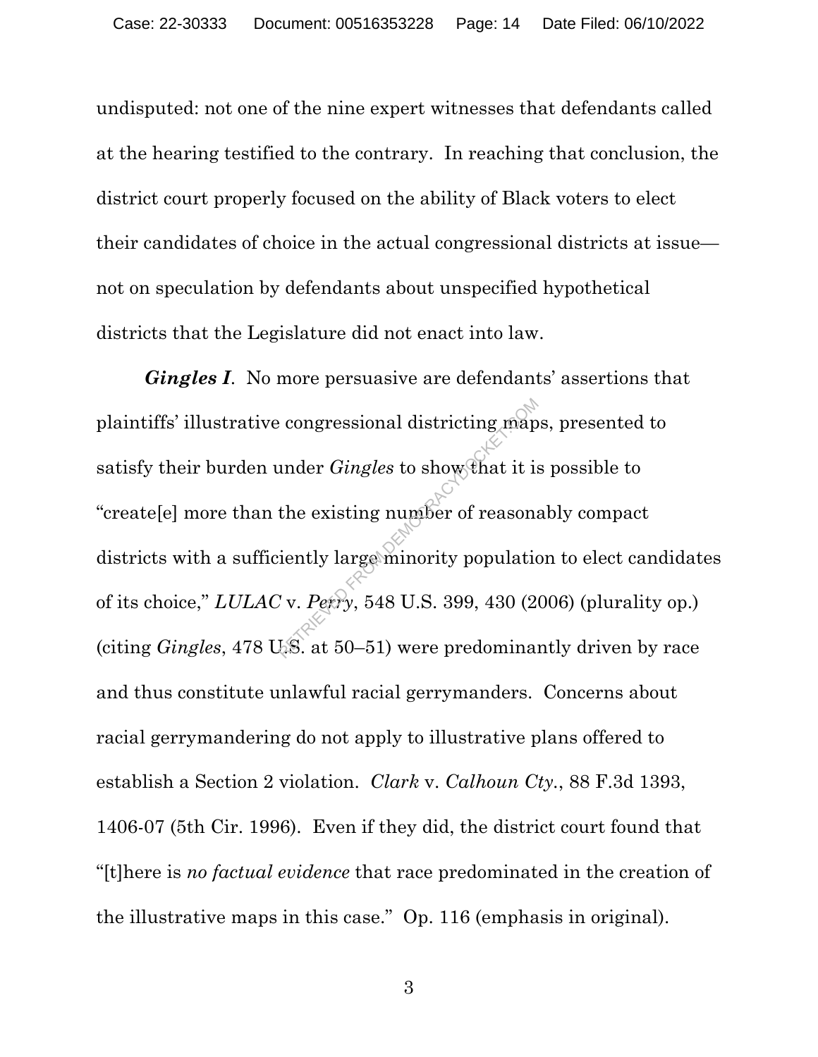undisputed: not one of the nine expert witnesses that defendants called at the hearing testified to the contrary. In reaching that conclusion, the district court properly focused on the ability of Black voters to elect their candidates of choice in the actual congressional districts at issue—not on speculation by defendants about unspecified hypothetical districts that the Legislature did not enact into law.

***Gingles I***. No more persuasive are defendants' assertions that plaintiffs' illustrative congressional districting maps, presented to satisfy their burden under *Gingles* to show that it is possible to "create[e] more than the existing number of reasonably compact districts with a sufficiently large minority population to elect candidates of its choice," *LULAC* v. *Perry*, 548 U.S. 399, 430 (2006) (plurality op.) (citing *Gingles*, 478 U.S. at 50–51) were predominantly driven by race and thus constitute unlawful racial gerrymanders. Concerns about racial gerrymandering do not apply to illustrative plans offered to establish a Section 2 violation. *Clark* v. *Calhoun Cty.*, 88 F.3d 1393, 1406-07 (5th Cir. 1996). Even if they did, the district court found that "[t]here is *no factual evidence* that race predominated in the creation of the illustrative maps in this case." Op. 116 (emphasis in original).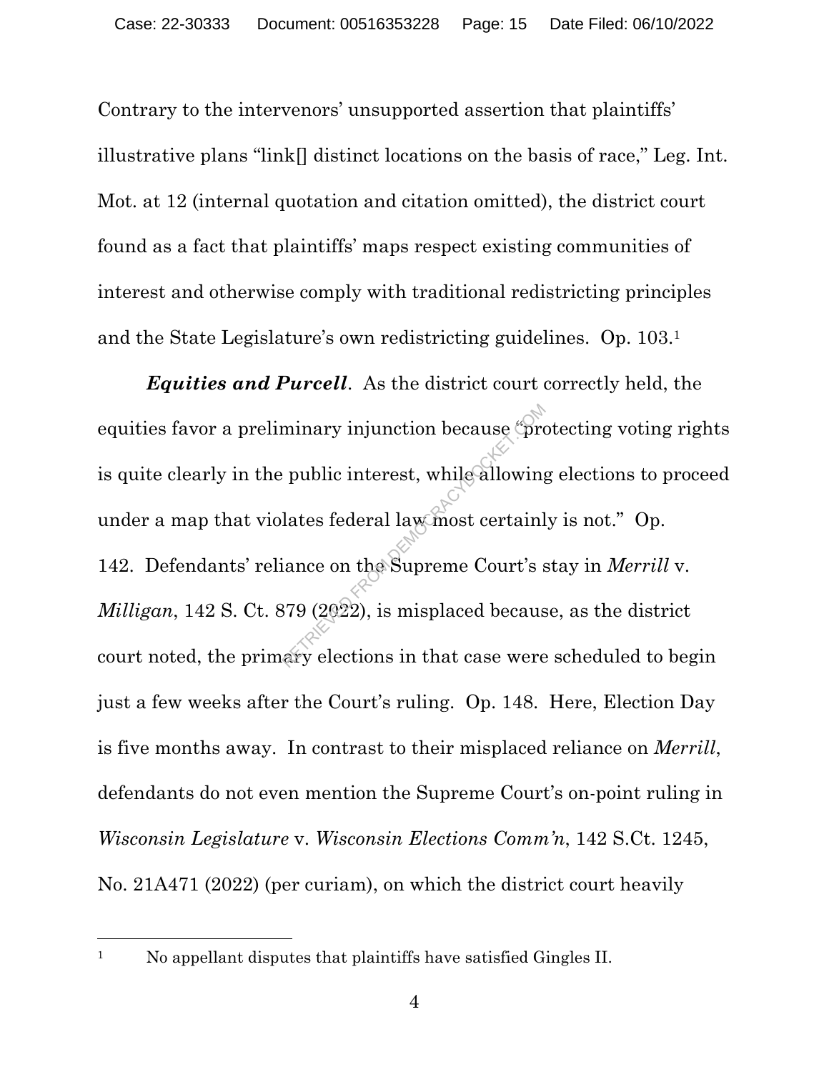Contrary to the intervenors' unsupported assertion that plaintiffs' illustrative plans "link[] distinct locations on the basis of race," Leg. Int. Mot. at 12 (internal quotation and citation omitted), the district court found as a fact that plaintiffs' maps respect existing communities of interest and otherwise comply with traditional redistricting principles and the State Legislature's own redistricting guidelines. Op. 103.[1]

***Equities and Purcell***. As the district court correctly held, the equities favor a preliminary injunction because "protecting voting rights is quite clearly in the public interest, while allowing elections to proceed under a map that violates federal law most certainly is not." Op. 142. Defendants' reliance on the Supreme Court's stay in *Merrill* v. *Milligan*, 142 S. Ct. 879 (2022), is misplaced because, as the district court noted, the primary elections in that case were scheduled to begin just a few weeks after the Court's ruling. Op. 148. Here, Election Day is five months away. In contrast to their misplaced reliance on *Merrill*, defendants do not even mention the Supreme Court's on-point ruling in *Wisconsin Legislature* v. *Wisconsin Elections Comm'n*, 142 S.Ct. 1245, No. 21A471 (2022) (per curiam), on which the district court heavily

---

[1] No appellant disputes that plaintiffs have satisfied Gingles II.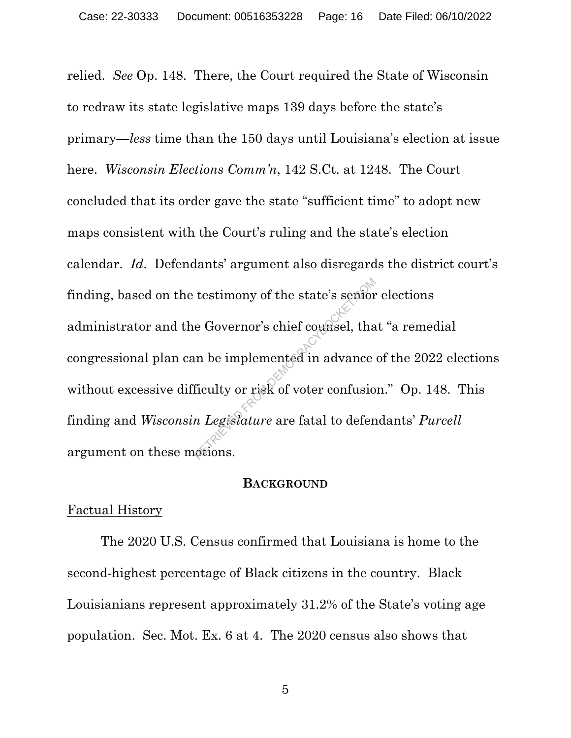relied. *See* Op. 148. There, the Court required the State of Wisconsin to redraw its state legislative maps 139 days before the state's primary—*less* time than the 150 days until Louisiana's election at issue here. *Wisconsin Elections Comm'n*, 142 S.Ct. at 1248. The Court concluded that its order gave the state "sufficient time" to adopt new maps consistent with the Court's ruling and the state's election calendar. *Id.* Defendants' argument also disregards the district court's finding, based on the testimony of the state's senior elections administrator and the Governor's chief counsel, that "a remedial congressional plan can be implemented in advance of the 2022 elections without excessive difficulty or risk of voter confusion." Op. 148. This finding and *Wisconsin Legislature* are fatal to defendants' *Purcell* argument on these motions.

## BACKGROUND

Factual History

The 2020 U.S. Census confirmed that Louisiana is home to the second-highest percentage of Black citizens in the country. Black Louisianians represent approximately 31.2% of the State's voting age population. Sec. Mot. Ex. 6 at 4. The 2020 census also shows that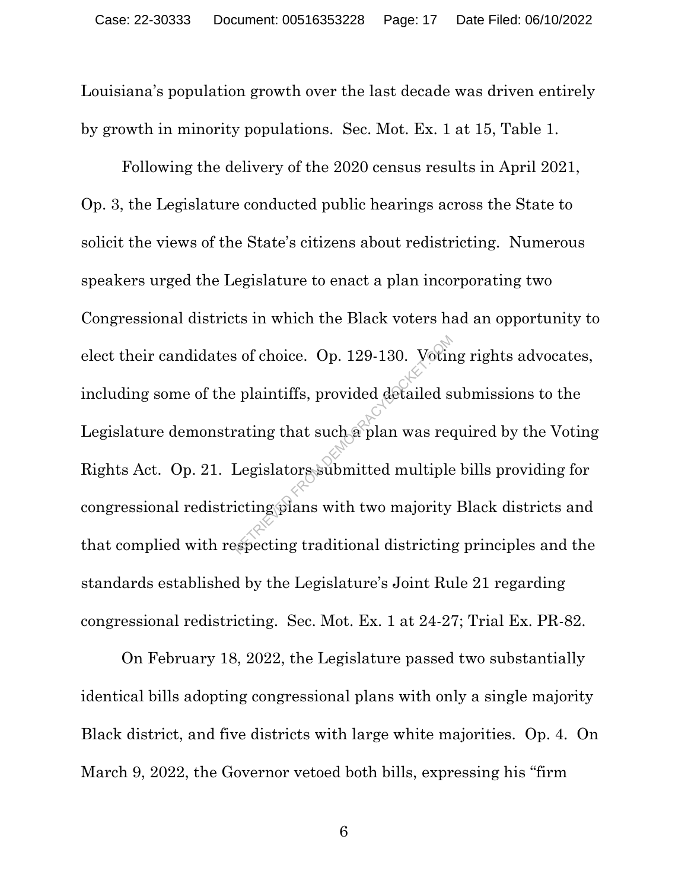Louisiana's population growth over the last decade was driven entirely by growth in minority populations. Sec. Mot. Ex. 1 at 15, Table 1.

Following the delivery of the 2020 census results in April 2021, Op. 3, the Legislature conducted public hearings across the State to solicit the views of the State's citizens about redistricting. Numerous speakers urged the Legislature to enact a plan incorporating two Congressional districts in which the Black voters had an opportunity to elect their candidates of choice. Op. 129-130. Voting rights advocates, including some of the plaintiffs, provided detailed submissions to the Legislature demonstrating that such a plan was required by the Voting Rights Act. Op. 21. Legislators submitted multiple bills providing for congressional redistricting plans with two majority Black districts and that complied with respecting traditional districting principles and the standards established by the Legislature's Joint Rule 21 regarding congressional redistricting. Sec. Mot. Ex. 1 at 24-27; Trial Ex. PR-82.

On February 18, 2022, the Legislature passed two substantially identical bills adopting congressional plans with only a single majority Black district, and five districts with large white majorities. Op. 4. On March 9, 2022, the Governor vetoed both bills, expressing his "firm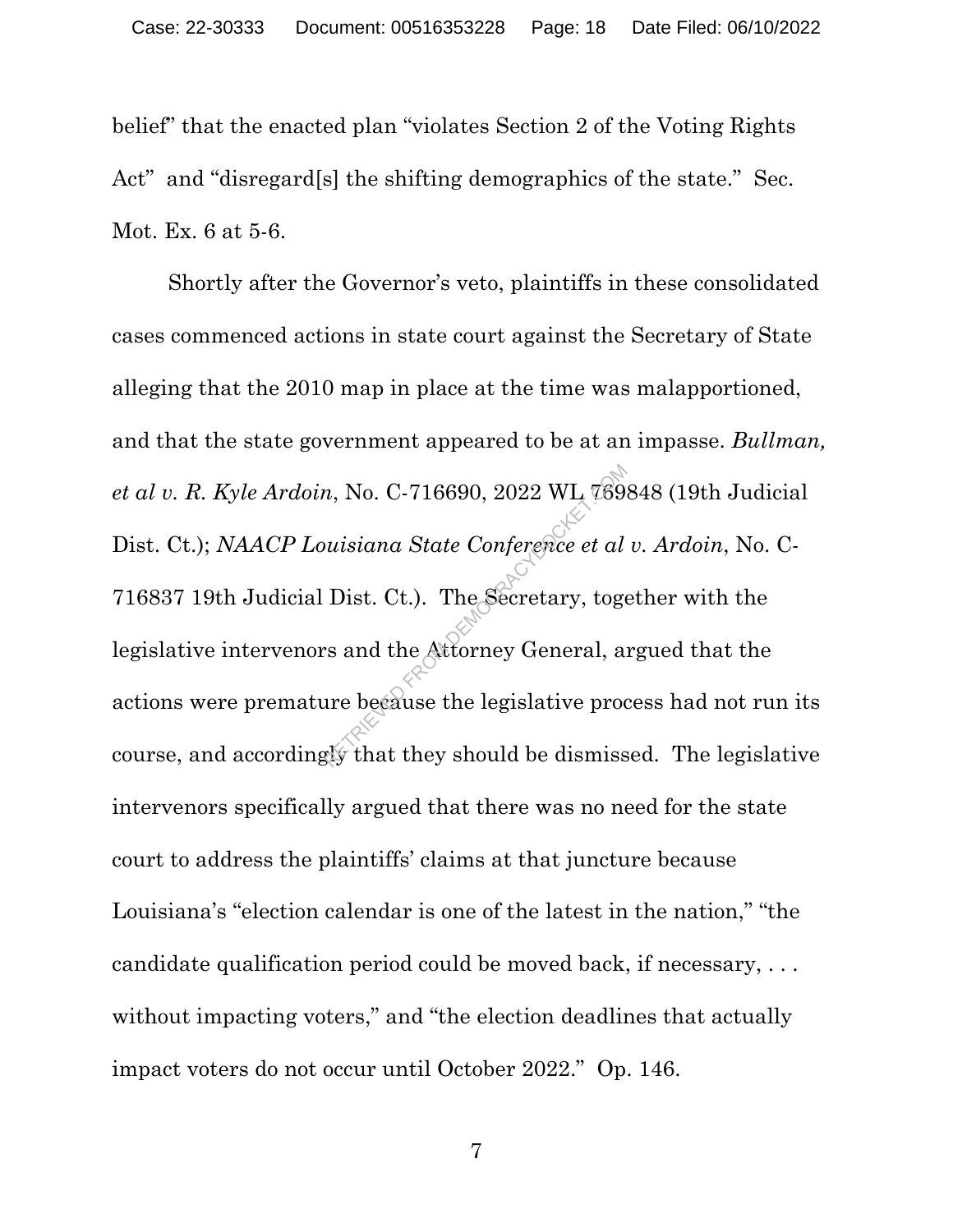belief" that the enacted plan "violates Section 2 of the Voting Rights Act" and "disregard[s] the shifting demographics of the state." Sec. Mot. Ex. 6 at 5-6.

Shortly after the Governor's veto, plaintiffs in these consolidated cases commenced actions in state court against the Secretary of State alleging that the 2010 map in place at the time was malapportioned, and that the state government appeared to be at an impasse. *Bullman, et al v. R. Kyle Ardoin*, No. C-716690, 2022 WL 769848 (19th Judicial Dist. Ct.); *NAACP Louisiana State Conference et al v. Ardoin*, No. C-716837 19th Judicial Dist. Ct.). The Secretary, together with the legislative intervenors and the Attorney General, argued that the actions were premature because the legislative process had not run its course, and accordingly that they should be dismissed. The legislative intervenors specifically argued that there was no need for the state court to address the plaintiffs' claims at that juncture because Louisiana's "election calendar is one of the latest in the nation," "the candidate qualification period could be moved back, if necessary, . . . without impacting voters," and "the election deadlines that actually impact voters do not occur until October 2022." Op. 146.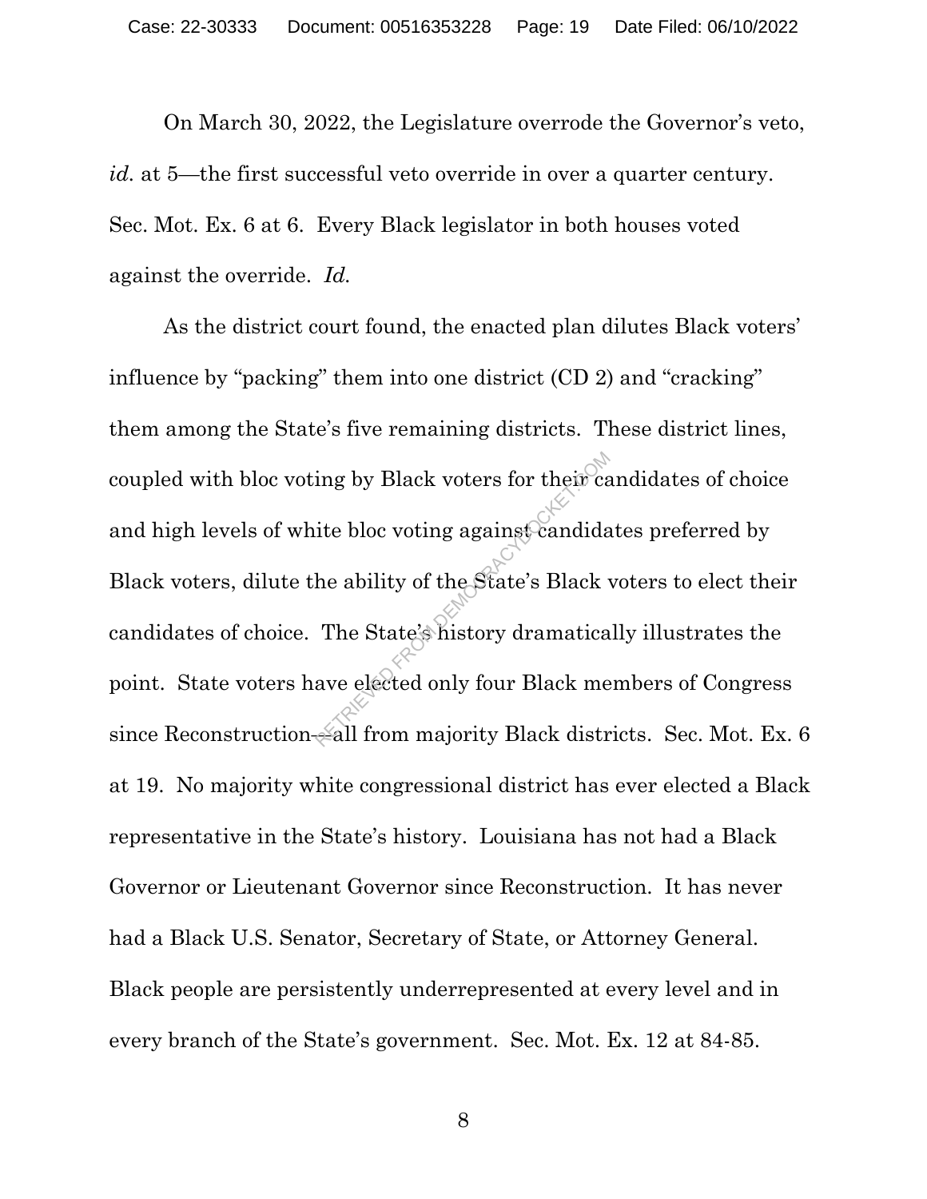On March 30, 2022, the Legislature overrode the Governor's veto, *id.* at 5—the first successful veto override in over a quarter century. Sec. Mot. Ex. 6 at 6. Every Black legislator in both houses voted against the override. *Id.*

As the district court found, the enacted plan dilutes Black voters' influence by "packing" them into one district (CD 2) and "cracking" them among the State's five remaining districts. These district lines, coupled with bloc voting by Black voters for their candidates of choice and high levels of white bloc voting against candidates preferred by Black voters, dilute the ability of the State's Black voters to elect their candidates of choice. The State's history dramatically illustrates the point. State voters have elected only four Black members of Congress since Reconstruction—all from majority Black districts. Sec. Mot. Ex. 6 at 19. No majority white congressional district has ever elected a Black representative in the State's history. Louisiana has not had a Black Governor or Lieutenant Governor since Reconstruction. It has never had a Black U.S. Senator, Secretary of State, or Attorney General. Black people are persistently underrepresented at every level and in every branch of the State's government. Sec. Mot. Ex. 12 at 84-85.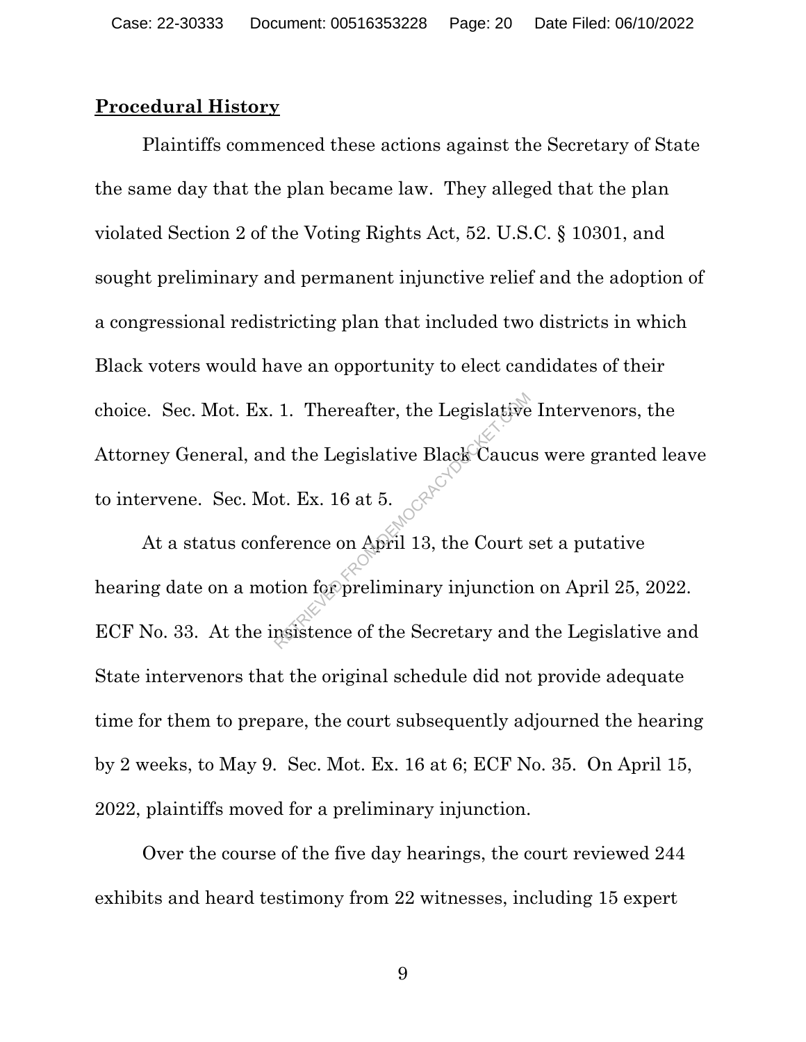## **Procedural History**

Plaintiffs commenced these actions against the Secretary of State the same day that the plan became law. They alleged that the plan violated Section 2 of the Voting Rights Act, 52. U.S.C. § 10301, and sought preliminary and permanent injunctive relief and the adoption of a congressional redistricting plan that included two districts in which Black voters would have an opportunity to elect candidates of their choice. Sec. Mot. Ex. 1. Thereafter, the Legislative Intervenors, the Attorney General, and the Legislative Black Caucus were granted leave to intervene. Sec. Mot. Ex. 16 at 5.

At a status conference on April 13, the Court set a putative hearing date on a motion for preliminary injunction on April 25, 2022. ECF No. 33. At the insistence of the Secretary and the Legislative and State intervenors that the original schedule did not provide adequate time for them to prepare, the court subsequently adjourned the hearing by 2 weeks, to May 9. Sec. Mot. Ex. 16 at 6; ECF No. 35. On April 15, 2022, plaintiffs moved for a preliminary injunction.

Over the course of the five day hearings, the court reviewed 244 exhibits and heard testimony from 22 witnesses, including 15 expert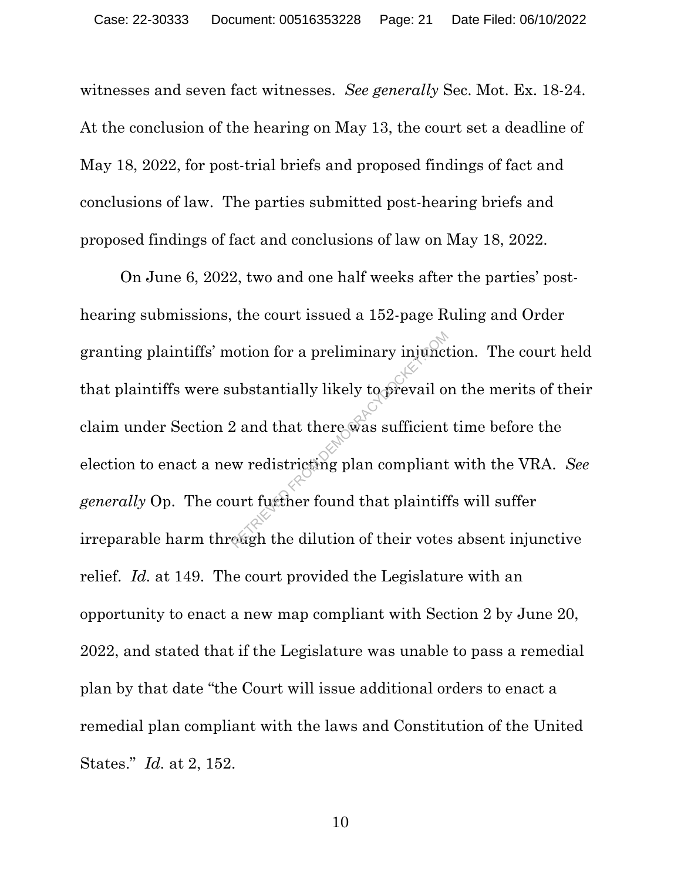witnesses and seven fact witnesses. *See generally* Sec. Mot. Ex. 18-24. At the conclusion of the hearing on May 13, the court set a deadline of May 18, 2022, for post-trial briefs and proposed findings of fact and conclusions of law. The parties submitted post-hearing briefs and proposed findings of fact and conclusions of law on May 18, 2022.

On June 6, 2022, two and one half weeks after the parties' post-hearing submissions, the court issued a 152-page Ruling and Order granting plaintiffs' motion for a preliminary injunction. The court held that plaintiffs were substantially likely to prevail on the merits of their claim under Section 2 and that there was sufficient time before the election to enact a new redistricting plan compliant with the VRA. *See generally* Op. The court further found that plaintiffs will suffer irreparable harm through the dilution of their votes absent injunctive relief. *Id.* at 149. The court provided the Legislature with an opportunity to enact a new map compliant with Section 2 by June 20, 2022, and stated that if the Legislature was unable to pass a remedial plan by that date "the Court will issue additional orders to enact a remedial plan compliant with the laws and Constitution of the United States." *Id.* at 2, 152.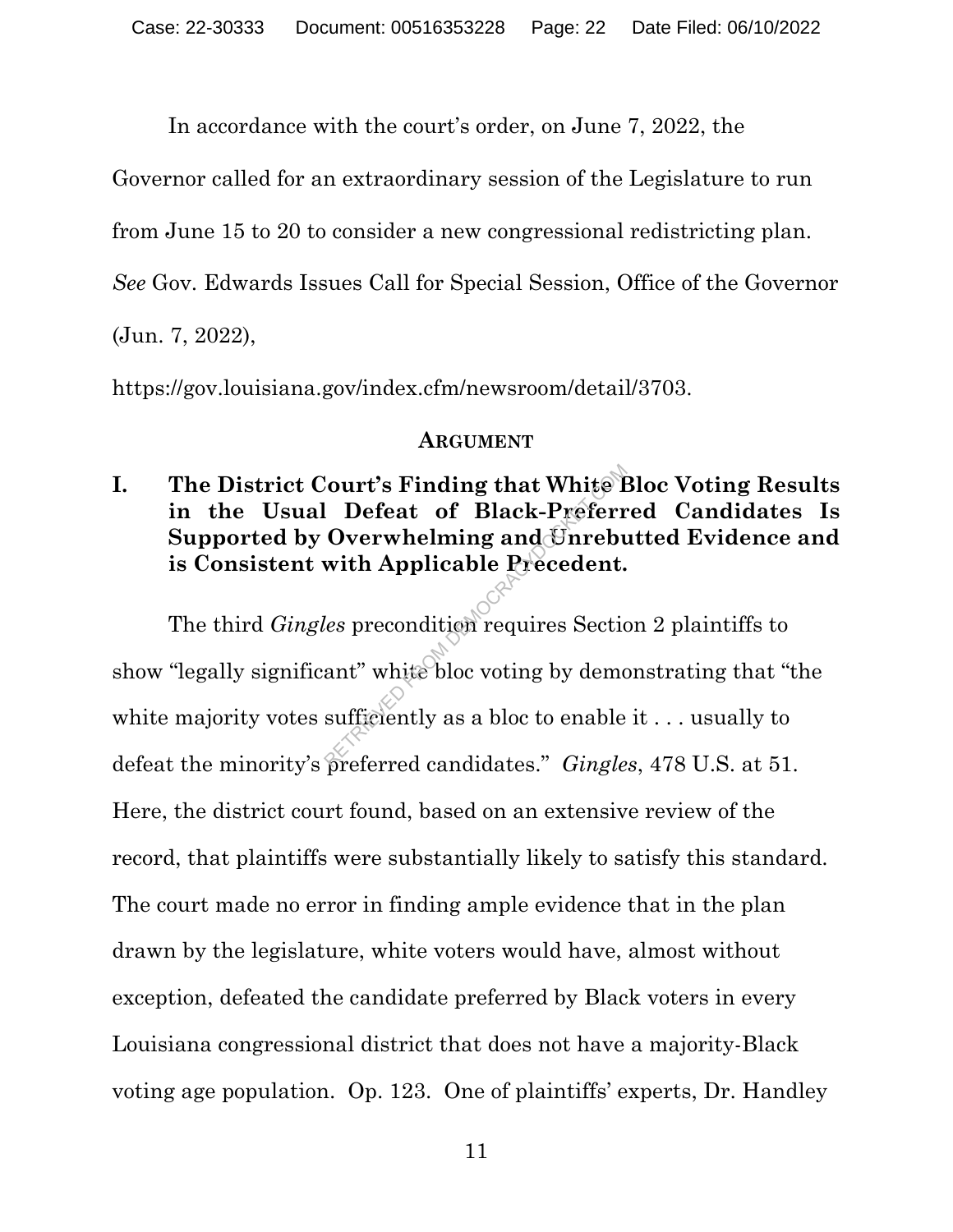In accordance with the court's order, on June 7, 2022, the Governor called for an extraordinary session of the Legislature to run from June 15 to 20 to consider a new congressional redistricting plan. *See* Gov. Edwards Issues Call for Special Session, Office of the Governor (Jun. 7, 2022), https://gov.louisiana.gov/index.cfm/newsroom/detail/3703.

## ARGUMENT

### I. The District Court's Finding that White Bloc Voting Results in the Usual Defeat of Black-Preferred Candidates Is Supported by Overwhelming and Unrebutted Evidence and is Consistent with Applicable Precedent.

The third *Gingles* precondition requires Section 2 plaintiffs to show "legally significant" white bloc voting by demonstrating that "the white majority votes sufficiently as a bloc to enable it . . . usually to defeat the minority's preferred candidates." *Gingles*, 478 U.S. at 51. Here, the district court found, based on an extensive review of the record, that plaintiffs were substantially likely to satisfy this standard. The court made no error in finding ample evidence that in the plan drawn by the legislature, white voters would have, almost without exception, defeated the candidate preferred by Black voters in every Louisiana congressional district that does not have a majority-Black voting age population. Op. 123. One of plaintiffs' experts, Dr. Handley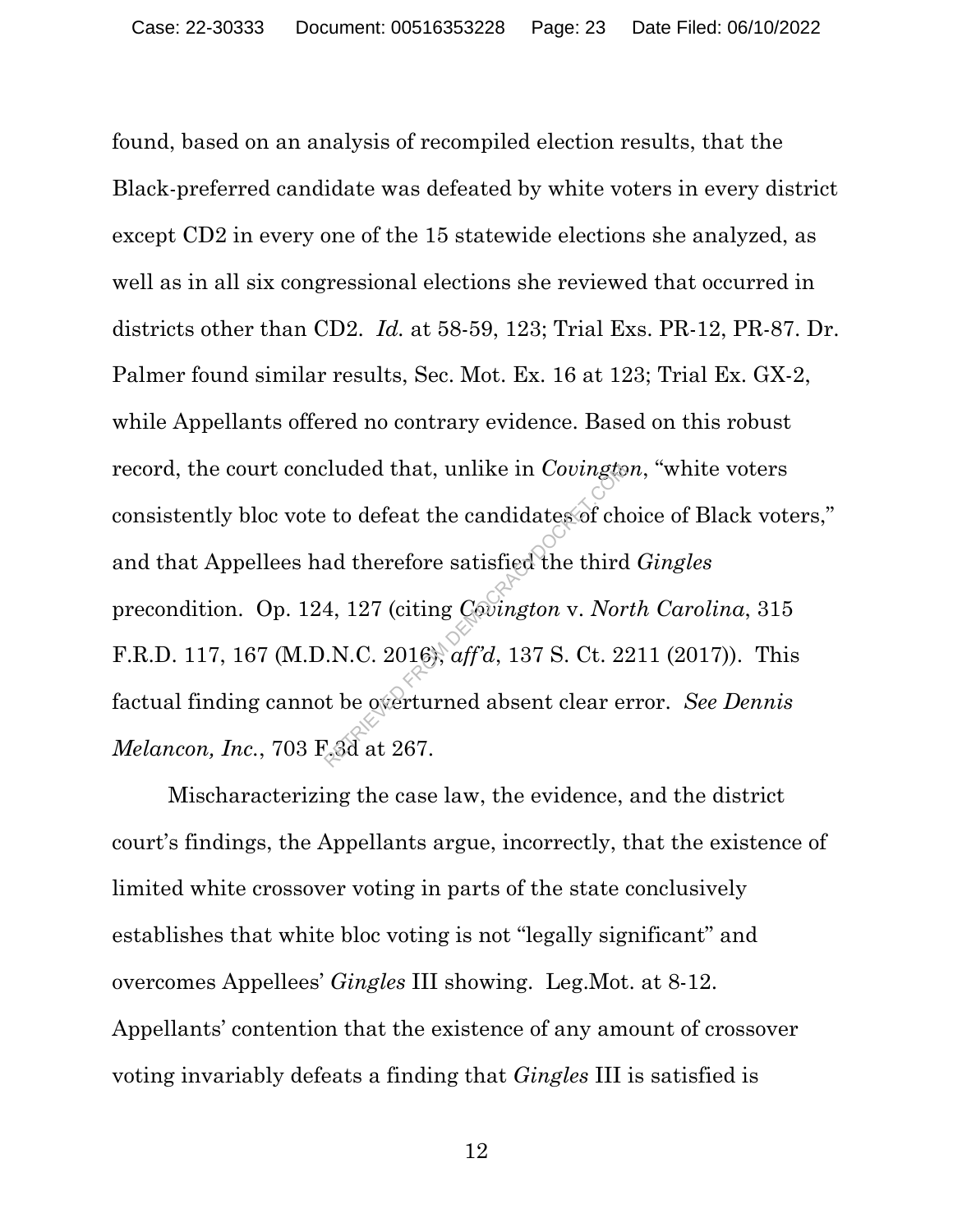found, based on an analysis of recompiled election results, that the Black-preferred candidate was defeated by white voters in every district except CD2 in every one of the 15 statewide elections she analyzed, as well as in all six congressional elections she reviewed that occurred in districts other than CD2. *Id.* at 58-59, 123; Trial Exs. PR-12, PR-87. Dr. Palmer found similar results, Sec. Mot. Ex. 16 at 123; Trial Ex. GX-2, while Appellants offered no contrary evidence. Based on this robust record, the court concluded that, unlike in *Covington*, "white voters consistently bloc vote to defeat the candidates of choice of Black voters," and that Appellees had therefore satisfied the third *Gingles* precondition. Op. 124, 127 (citing *Covington* v. *North Carolina*, 315 F.R.D. 117, 167 (M.D.N.C. 2016), *aff'd*, 137 S. Ct. 2211 (2017)). This factual finding cannot be overturned absent clear error. *See Dennis Melancon, Inc.*, 703 F.3d at 267.

Mischaracterizing the case law, the evidence, and the district court's findings, the Appellants argue, incorrectly, that the existence of limited white crossover voting in parts of the state conclusively establishes that white bloc voting is not "legally significant" and overcomes Appellees' *Gingles* III showing. Leg.Mot. at 8-12. Appellants' contention that the existence of any amount of crossover voting invariably defeats a finding that *Gingles* III is satisfied is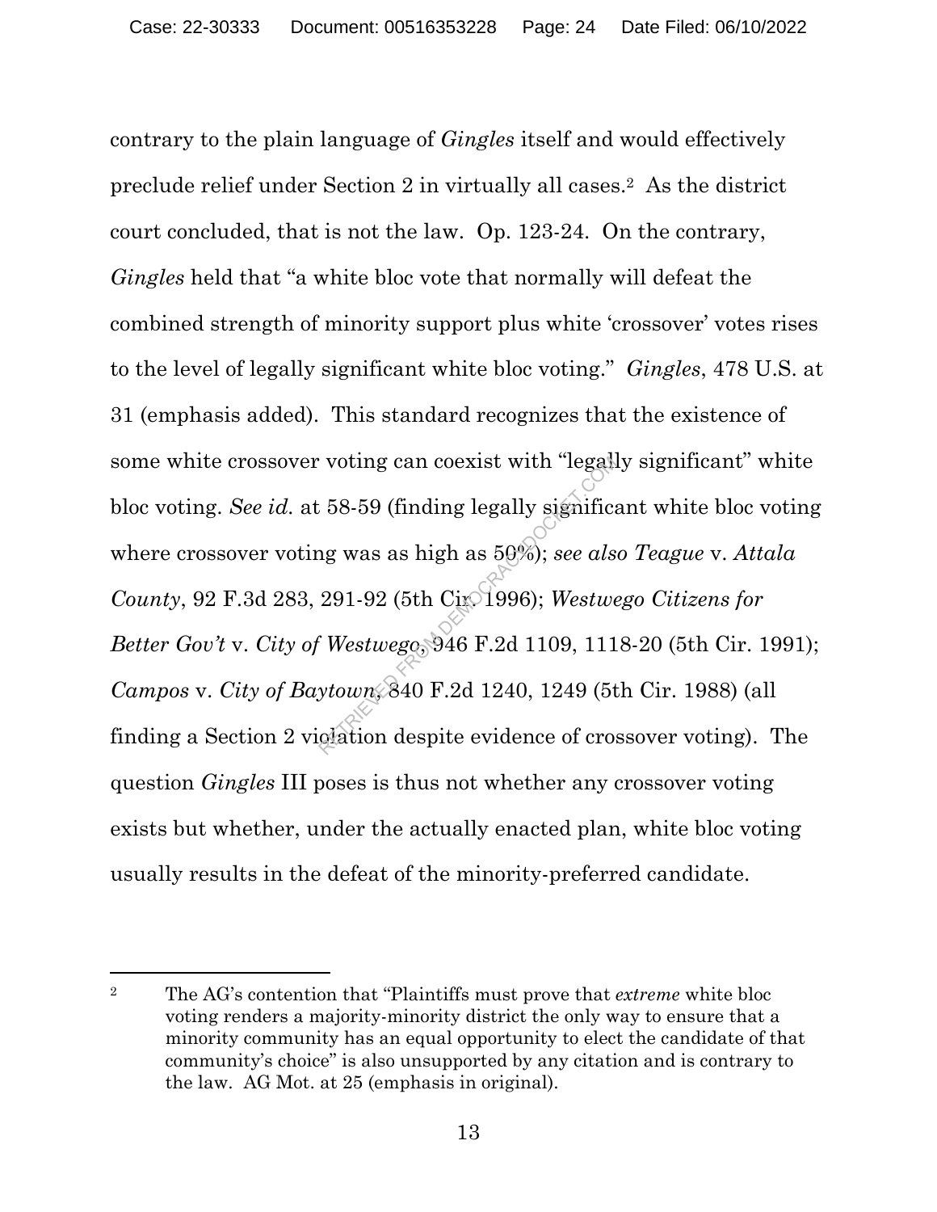contrary to the plain language of *Gingles* itself and would effectively preclude relief under Section 2 in virtually all cases.[2] As the district court concluded, that is not the law. Op. 123-24. On the contrary, *Gingles* held that "a white bloc vote that normally will defeat the combined strength of minority support plus white 'crossover' votes rises to the level of legally significant white bloc voting." *Gingles*, 478 U.S. at 31 (emphasis added). This standard recognizes that the existence of some white crossover voting can coexist with "legally significant" white bloc voting. *See id.* at 58-59 (finding legally significant white bloc voting where crossover voting was as high as 50%); *see also Teague* v. *Attala County*, 92 F.3d 283, 291-92 (5th Cir. 1996); *Westwego Citizens for Better Gov't* v. *City of Westwego*, 946 F.2d 1109, 1118-20 (5th Cir. 1991); *Campos* v. *City of Baytown*, 840 F.2d 1240, 1249 (5th Cir. 1988) (all finding a Section 2 violation despite evidence of crossover voting). The question *Gingles* III poses is thus not whether any crossover voting exists but whether, under the actually enacted plan, white bloc voting usually results in the defeat of the minority-preferred candidate.

---

[2] The AG's contention that "Plaintiffs must prove that *extreme* white bloc voting renders a majority-minority district the only way to ensure that a minority community has an equal opportunity to elect the candidate of that community's choice" is also unsupported by any citation and is contrary to the law. AG Mot. at 25 (emphasis in original).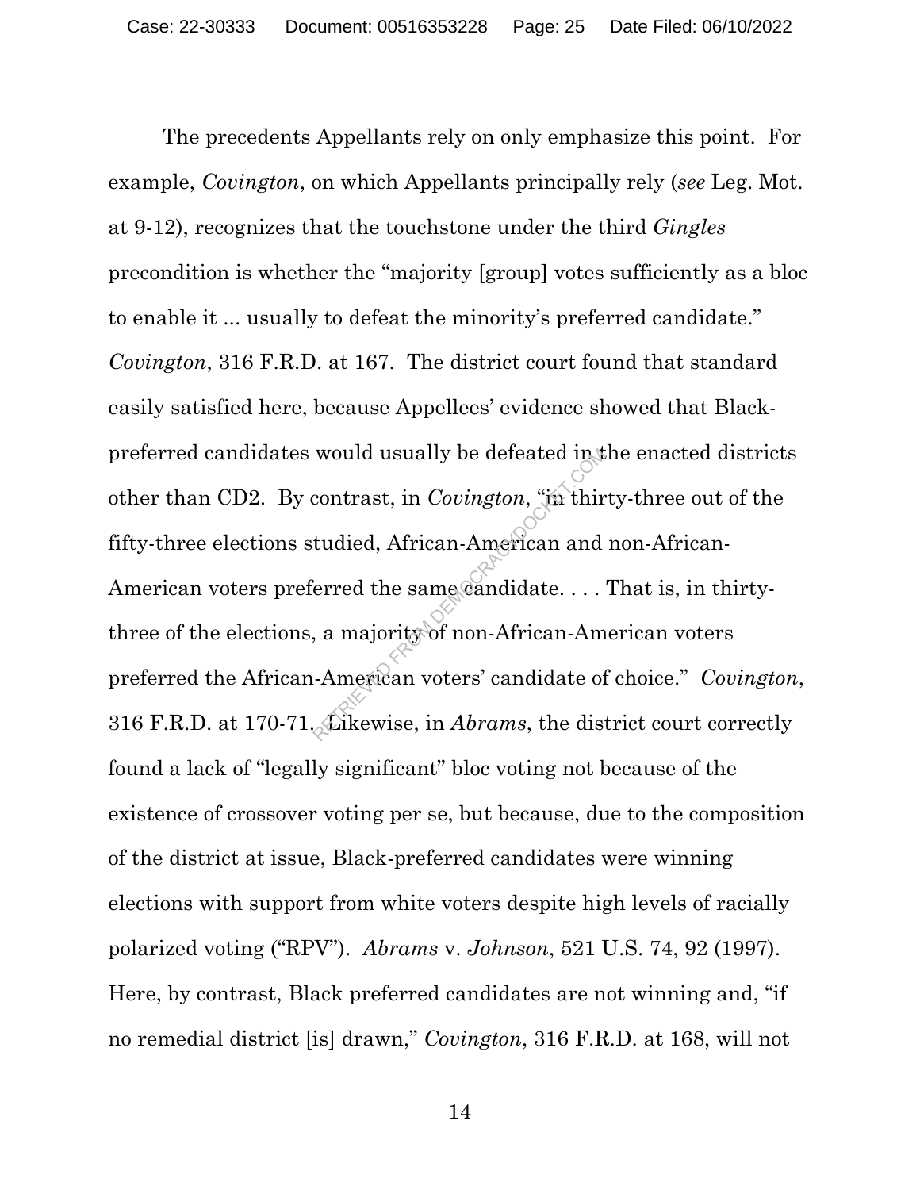The precedents Appellants rely on only emphasize this point. For example, *Covington*, on which Appellants principally rely (*see* Leg. Mot. at 9-12), recognizes that the touchstone under the third *Gingles* precondition is whether the "majority [group] votes sufficiently as a bloc to enable it ... usually to defeat the minority's preferred candidate." *Covington*, 316 F.R.D. at 167. The district court found that standard easily satisfied here, because Appellees' evidence showed that Black-preferred candidates would usually be defeated in the enacted districts other than CD2. By contrast, in *Covington*, "in thirty-three out of the fifty-three elections studied, African-American and non-African-American voters preferred the same candidate. . . . That is, in thirty-three of the elections, a majority of non-African-American voters preferred the African-American voters' candidate of choice." *Covington*, 316 F.R.D. at 170-71. Likewise, in *Abrams*, the district court correctly found a lack of "legally significant" bloc voting not because of the existence of crossover voting per se, but because, due to the composition of the district at issue, Black-preferred candidates were winning elections with support from white voters despite high levels of racially polarized voting ("RPV"). *Abrams* v. *Johnson*, 521 U.S. 74, 92 (1997). Here, by contrast, Black preferred candidates are not winning and, "if no remedial district [is] drawn," *Covington*, 316 F.R.D. at 168, will not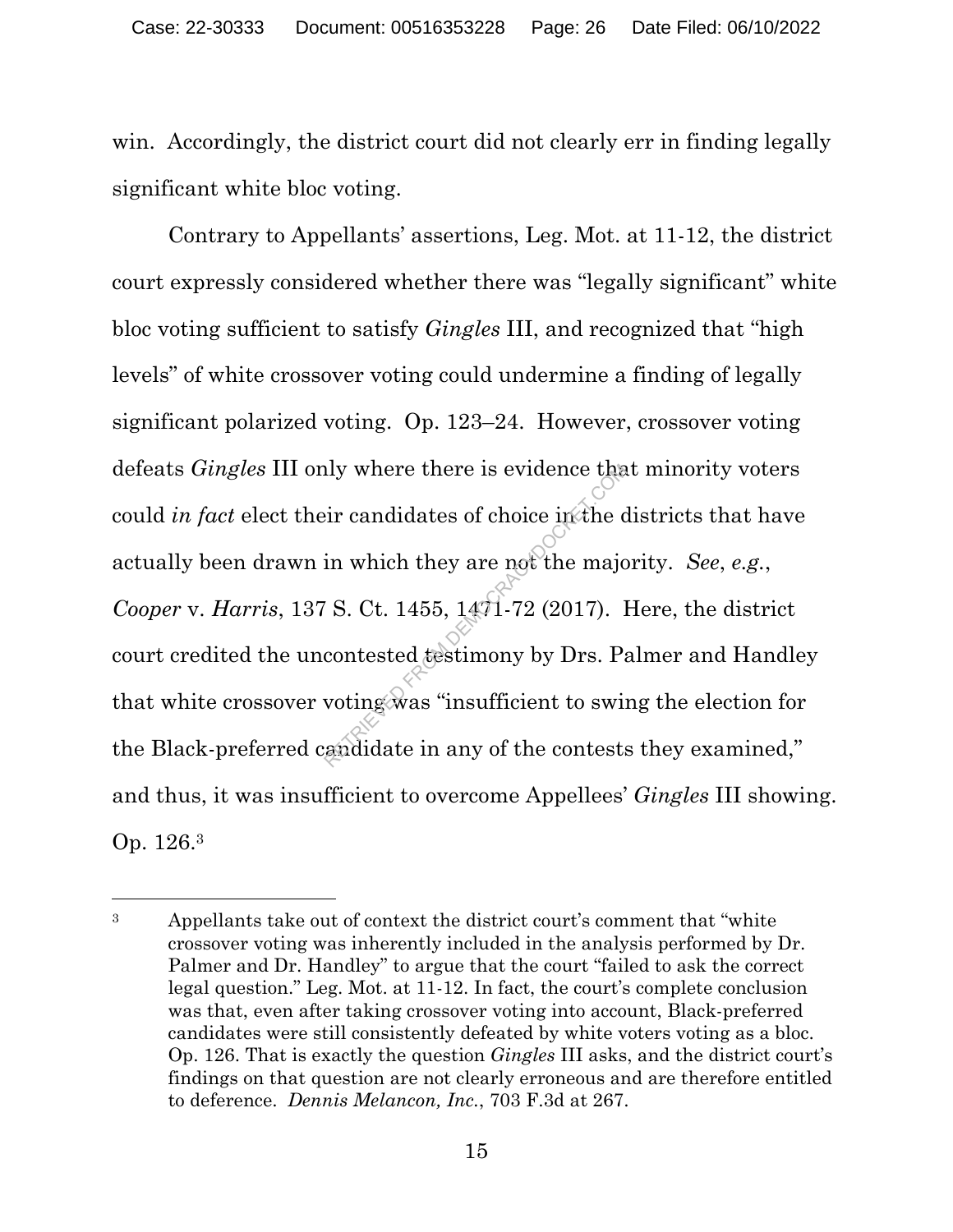win. Accordingly, the district court did not clearly err in finding legally significant white bloc voting.

Contrary to Appellants' assertions, Leg. Mot. at 11-12, the district court expressly considered whether there was "legally significant" white bloc voting sufficient to satisfy *Gingles* III, and recognized that "high levels" of white crossover voting could undermine a finding of legally significant polarized voting. Op. 123–24. However, crossover voting defeats *Gingles* III only where there is evidence that minority voters could *in fact* elect their candidates of choice in the districts that have actually been drawn in which they are not the majority. *See*, *e.g.*, *Cooper* v. *Harris*, 137 S. Ct. 1455, 1471-72 (2017). Here, the district court credited the uncontested testimony by Drs. Palmer and Handley that white crossover voting was "insufficient to swing the election for the Black-preferred candidate in any of the contests they examined," and thus, it was insufficient to overcome Appellees' *Gingles* III showing. Op. 126.[3]

---

[3] Appellants take out of context the district court's comment that "white crossover voting was inherently included in the analysis performed by Dr. Palmer and Dr. Handley" to argue that the court "failed to ask the correct legal question." Leg. Mot. at 11-12. In fact, the court's complete conclusion was that, even after taking crossover voting into account, Black-preferred candidates were still consistently defeated by white voters voting as a bloc. Op. 126. That is exactly the question *Gingles* III asks, and the district court's findings on that question are not clearly erroneous and are therefore entitled to deference. *Dennis Melancon, Inc.*, 703 F.3d at 267.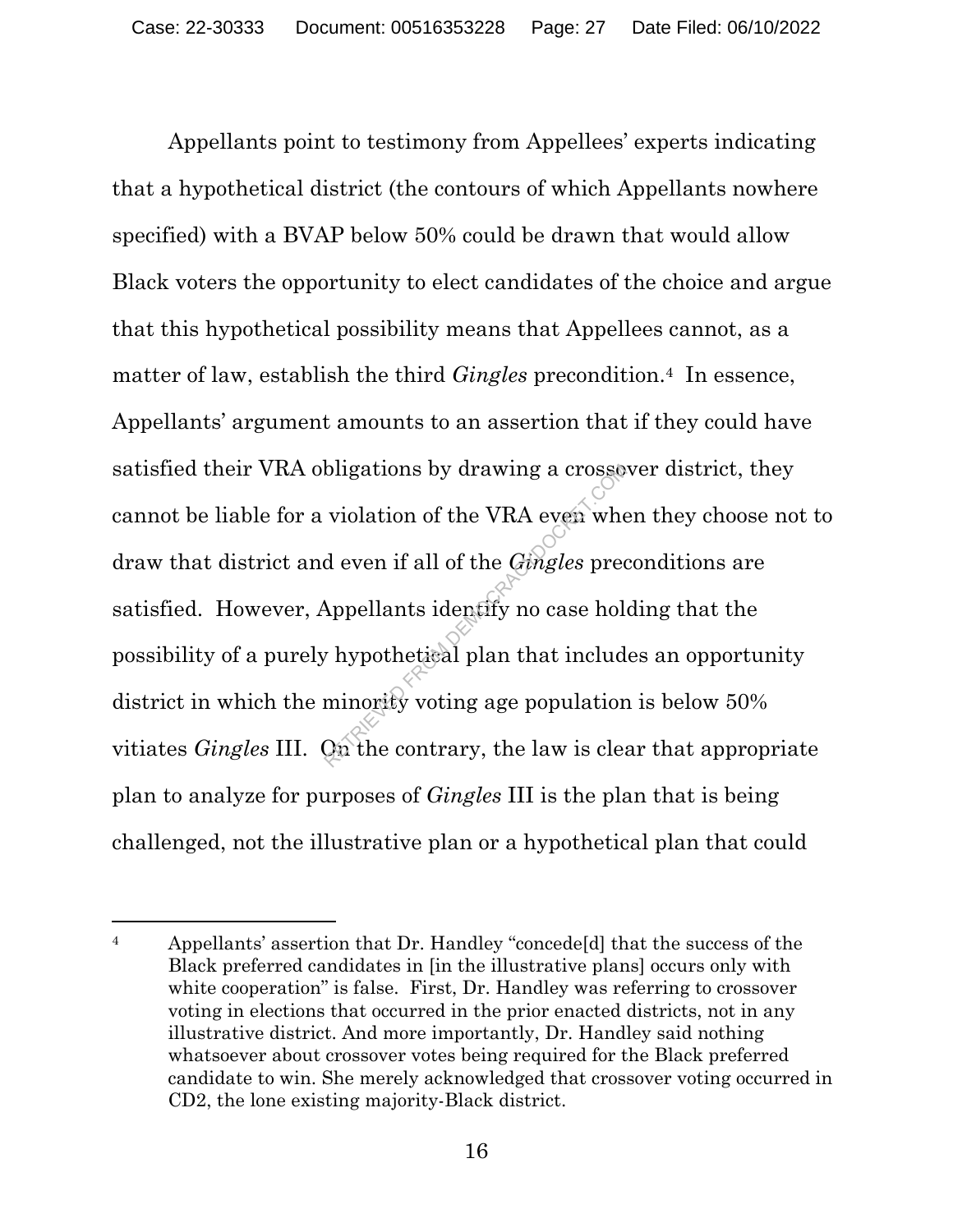Appellants point to testimony from Appellees' experts indicating that a hypothetical district (the contours of which Appellants nowhere specified) with a BVAP below 50% could be drawn that would allow Black voters the opportunity to elect candidates of the choice and argue that this hypothetical possibility means that Appellees cannot, as a matter of law, establish the third *Gingles* precondition.[4] In essence, Appellants' argument amounts to an assertion that if they could have satisfied their VRA obligations by drawing a crossover district, they cannot be liable for a violation of the VRA even when they choose not to draw that district and even if all of the *Gingles* preconditions are satisfied. However, Appellants identify no case holding that the possibility of a purely hypothetical plan that includes an opportunity district in which the minority voting age population is below 50% vitiates *Gingles* III. On the contrary, the law is clear that appropriate plan to analyze for purposes of *Gingles* III is the plan that is being challenged, not the illustrative plan or a hypothetical plan that could

---

[4] Appellants' assertion that Dr. Handley "concede[d] that the success of the Black preferred candidates in [in the illustrative plans] occurs only with white cooperation" is false. First, Dr. Handley was referring to crossover voting in elections that occurred in the prior enacted districts, not in any illustrative district. And more importantly, Dr. Handley said nothing whatsoever about crossover votes being required for the Black preferred candidate to win. She merely acknowledged that crossover voting occurred in CD2, the lone existing majority-Black district.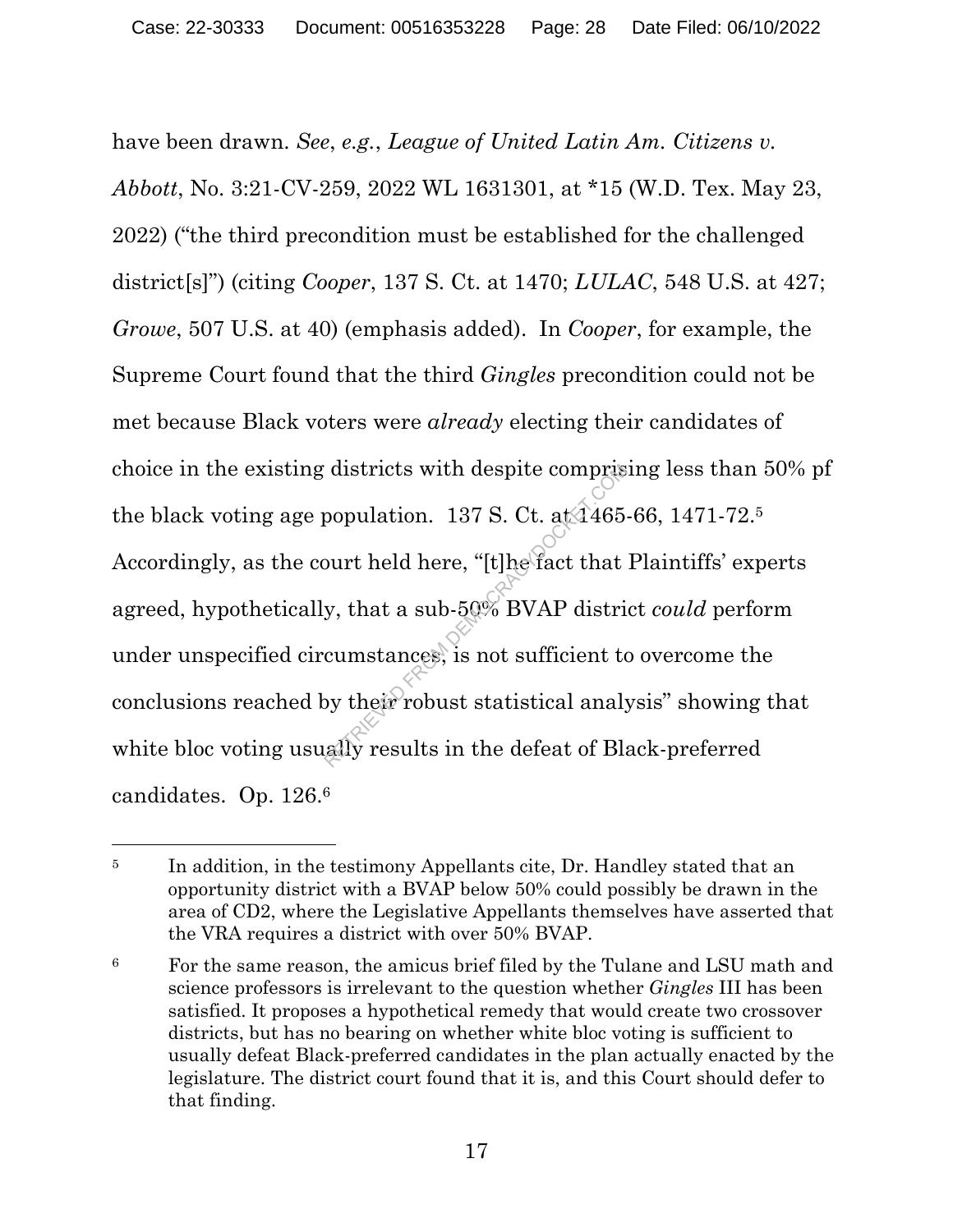have been drawn. *See*, *e.g.*, *League of United Latin Am. Citizens v. Abbott*, No. 3:21-CV-259, 2022 WL 1631301, at *15 (W.D. Tex. May 23, 2022) ("the third precondition must be established for the challenged district[s]") (citing *Cooper*, 137 S. Ct. at 1470; *LULAC*, 548 U.S. at 427; *Growe*, 507 U.S. at 40) (emphasis added). In *Cooper*, for example, the Supreme Court found that the third *Gingles* precondition could not be met because Black voters were *already* electing their candidates of choice in the existing districts with despite comprising less than 50% pf the black voting age population. 137 S. Ct. at 1465-66, 1471-72.[5] Accordingly, as the court held here, "[t]he fact that Plaintiffs' experts agreed, hypothetically, that a sub-50% BVAP district *could* perform under unspecified circumstances, is not sufficient to overcome the conclusions reached by their robust statistical analysis" showing that white bloc voting usually results in the defeat of Black-preferred candidates. Op. 126.[6]

---

[5] In addition, in the testimony Appellants cite, Dr. Handley stated that an opportunity district with a BVAP below 50% could possibly be drawn in the area of CD2, where the Legislative Appellants themselves have asserted that the VRA requires a district with over 50% BVAP.

[6] For the same reason, the amicus brief filed by the Tulane and LSU math and science professors is irrelevant to the question whether *Gingles* III has been satisfied. It proposes a hypothetical remedy that would create two crossover districts, but has no bearing on whether white bloc voting is sufficient to usually defeat Black-preferred candidates in the plan actually enacted by the legislature. The district court found that it is, and this Court should defer to that finding.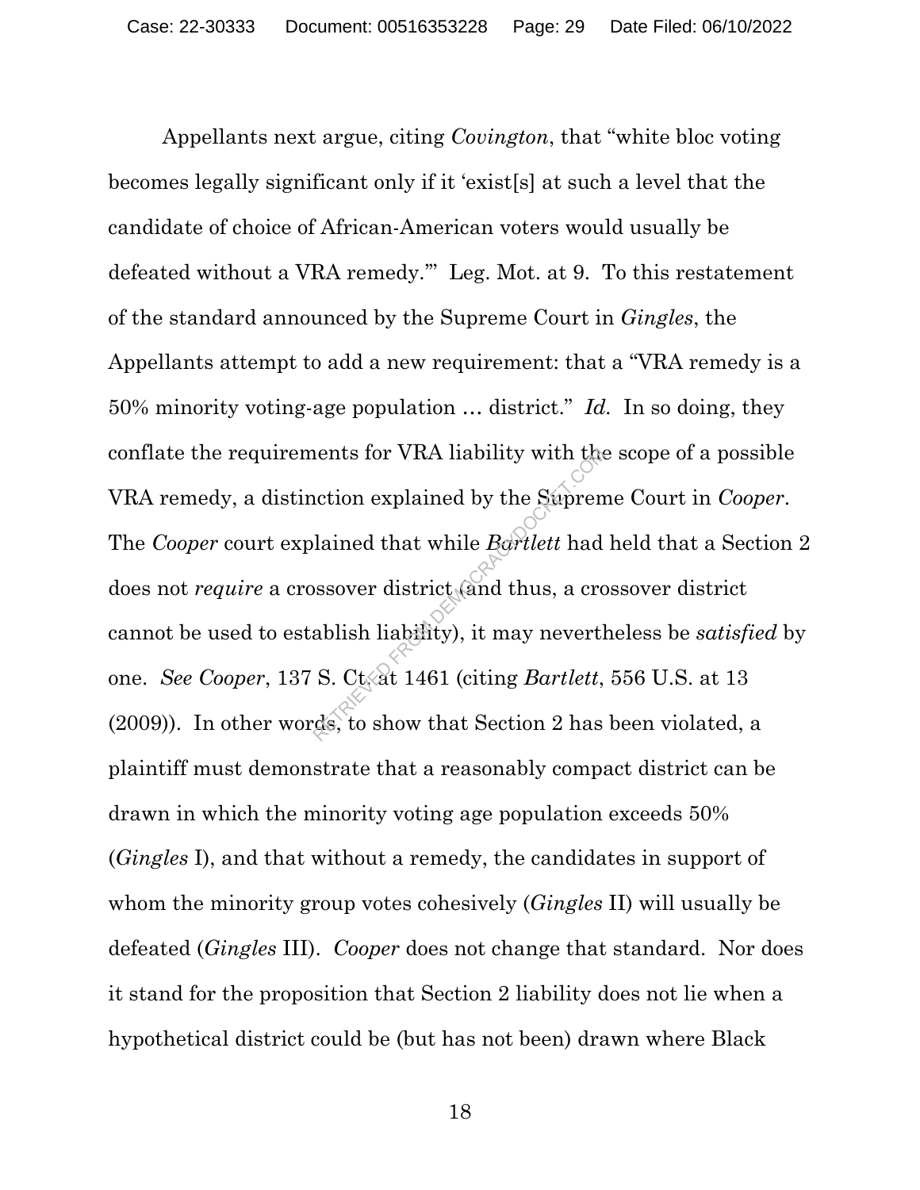Appellants next argue, citing *Covington*, that "white bloc voting becomes legally significant only if it 'exist[s] at such a level that the candidate of choice of African-American voters would usually be defeated without a VRA remedy.'" Leg. Mot. at 9. To this restatement of the standard announced by the Supreme Court in *Gingles*, the Appellants attempt to add a new requirement: that a "VRA remedy is a 50% minority voting-age population … district." *Id.* In so doing, they conflate the requirements for VRA liability with the scope of a possible VRA remedy, a distinction explained by the Supreme Court in *Cooper*. The *Cooper* court explained that while *Bartlett* had held that a Section 2 does not *require* a crossover district (and thus, a crossover district cannot be used to establish liability), it may nevertheless be *satisfied* by one. *See Cooper*, 137 S. Ct. at 1461 (citing *Bartlett*, 556 U.S. at 13 (2009)). In other words, to show that Section 2 has been violated, a plaintiff must demonstrate that a reasonably compact district can be drawn in which the minority voting age population exceeds 50% (*Gingles* I), and that without a remedy, the candidates in support of whom the minority group votes cohesively (*Gingles* II) will usually be defeated (*Gingles* III). *Cooper* does not change that standard. Nor does it stand for the proposition that Section 2 liability does not lie when a hypothetical district could be (but has not been) drawn where Black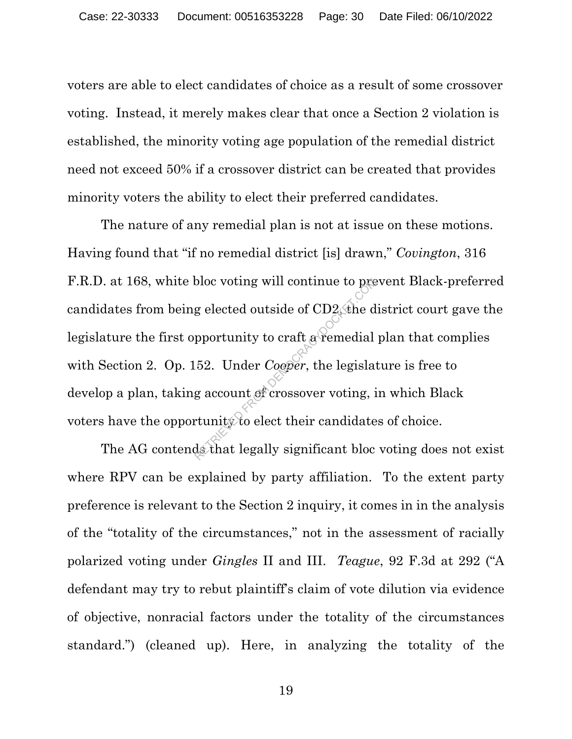voters are able to elect candidates of choice as a result of some crossover voting. Instead, it merely makes clear that once a Section 2 violation is established, the minority voting age population of the remedial district need not exceed 50% if a crossover district can be created that provides minority voters the ability to elect their preferred candidates.

The nature of any remedial plan is not at issue on these motions. Having found that "if no remedial district [is] drawn," *Covington*, 316 F.R.D. at 168, white bloc voting will continue to prevent Black-preferred candidates from being elected outside of CD2, the district court gave the legislature the first opportunity to craft a remedial plan that complies with Section 2. Op. 152. Under *Cooper*, the legislature is free to develop a plan, taking account of crossover voting, in which Black voters have the opportunity to elect their candidates of choice.

The AG contends that legally significant bloc voting does not exist where RPV can be explained by party affiliation. To the extent party preference is relevant to the Section 2 inquiry, it comes in in the analysis of the "totality of the circumstances," not in the assessment of racially polarized voting under *Gingles* II and III. *Teague*, 92 F.3d at 292 ("A defendant may try to rebut plaintiff's claim of vote dilution via evidence of objective, nonracial factors under the totality of the circumstances standard.") (cleaned up). Here, in analyzing the totality of the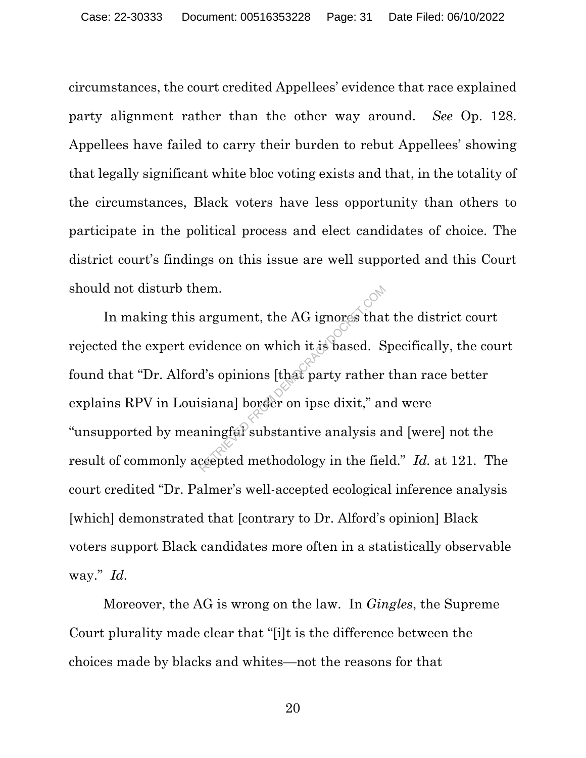circumstances, the court credited Appellees' evidence that race explained party alignment rather than the other way around. *See* Op. 128. Appellees have failed to carry their burden to rebut Appellees' showing that legally significant white bloc voting exists and that, in the totality of the circumstances, Black voters have less opportunity than others to participate in the political process and elect candidates of choice. The district court's findings on this issue are well supported and this Court should not disturb them.

In making this argument, the AG ignores that the district court rejected the expert evidence on which it is based. Specifically, the court found that "Dr. Alford's opinions [that party rather than race better explains RPV in Louisiana] border on ipse dixit," and were "unsupported by meaningful substantive analysis and [were] not the result of commonly accepted methodology in the field." *Id.* at 121. The court credited "Dr. Palmer's well-accepted ecological inference analysis [which] demonstrated that [contrary to Dr. Alford's opinion] Black voters support Black candidates more often in a statistically observable way." *Id.*

Moreover, the AG is wrong on the law. In *Gingles*, the Supreme Court plurality made clear that "[i]t is the difference between the choices made by blacks and whites—not the reasons for that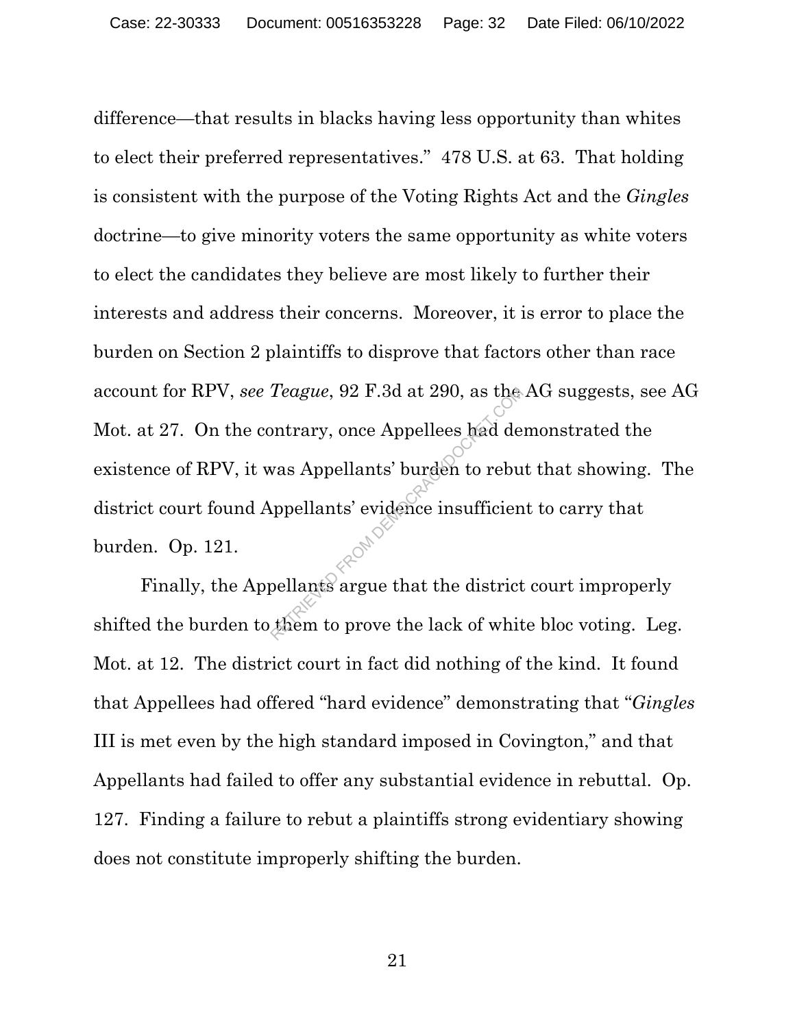difference—that results in blacks having less opportunity than whites to elect their preferred representatives." 478 U.S. at 63. That holding is consistent with the purpose of the Voting Rights Act and the *Gingles* doctrine—to give minority voters the same opportunity as white voters to elect the candidates they believe are most likely to further their interests and address their concerns. Moreover, it is error to place the burden on Section 2 plaintiffs to disprove that factors other than race account for RPV, *see Teague*, 92 F.3d at 290, as the AG suggests, see AG Mot. at 27. On the contrary, once Appellees had demonstrated the existence of RPV, it was Appellants' burden to rebut that showing. The district court found Appellants' evidence insufficient to carry that burden. Op. 121.

Finally, the Appellants argue that the district court improperly shifted the burden to them to prove the lack of white bloc voting. Leg. Mot. at 12. The district court in fact did nothing of the kind. It found that Appellees had offered "hard evidence" demonstrating that "*Gingles* III is met even by the high standard imposed in Covington," and that Appellants had failed to offer any substantial evidence in rebuttal. Op. 127. Finding a failure to rebut a plaintiffs strong evidentiary showing does not constitute improperly shifting the burden.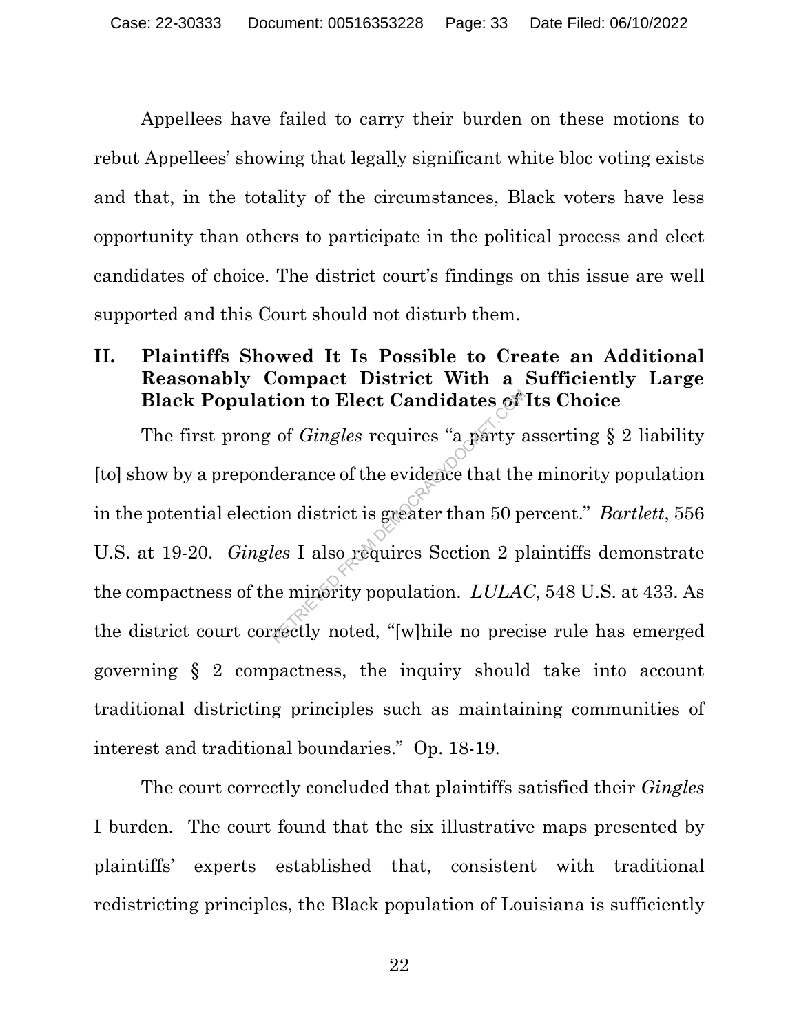Appellees have failed to carry their burden on these motions to rebut Appellees' showing that legally significant white bloc voting exists and that, in the totality of the circumstances, Black voters have less opportunity than others to participate in the political process and elect candidates of choice. The district court's findings on this issue are well supported and this Court should not disturb them.

## II. Plaintiffs Showed It Is Possible to Create an Additional Reasonably Compact District With a Sufficiently Large Black Population to Elect Candidates of Its Choice

The first prong of *Gingles* requires "a party asserting § 2 liability [to] show by a preponderance of the evidence that the minority population in the potential election district is greater than 50 percent." *Bartlett*, 556 U.S. at 19-20. *Gingles* I also requires Section 2 plaintiffs demonstrate the compactness of the minority population. *LULAC*, 548 U.S. at 433. As the district court correctly noted, "[w]hile no precise rule has emerged governing § 2 compactness, the inquiry should take into account traditional districting principles such as maintaining communities of interest and traditional boundaries." Op. 18-19.

The court correctly concluded that plaintiffs satisfied their *Gingles* I burden. The court found that the six illustrative maps presented by plaintiffs' experts established that, consistent with traditional redistricting principles, the Black population of Louisiana is sufficiently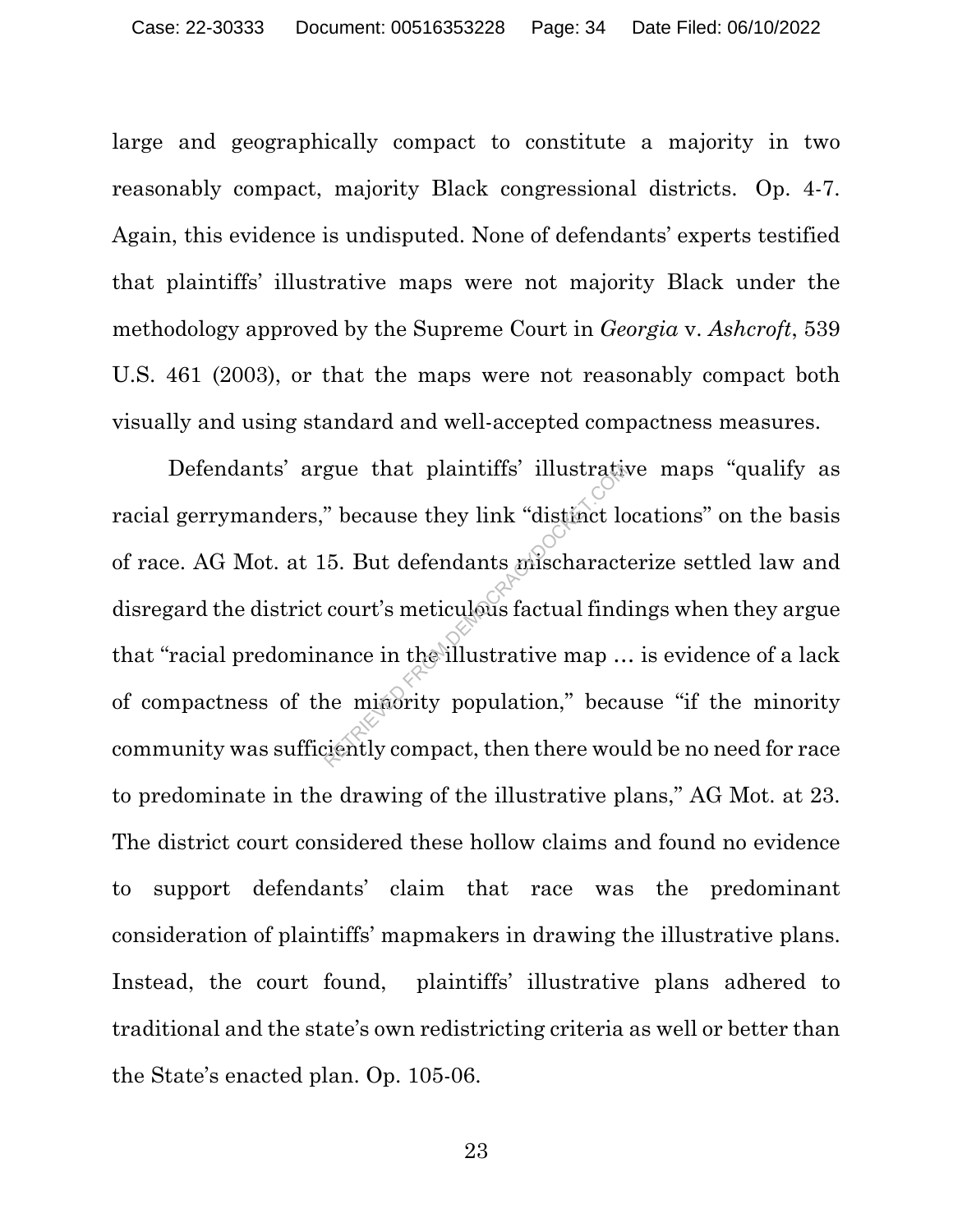large and geographically compact to constitute a majority in two reasonably compact, majority Black congressional districts. Op. 4-7. Again, this evidence is undisputed. None of defendants' experts testified that plaintiffs' illustrative maps were not majority Black under the methodology approved by the Supreme Court in *Georgia* v. *Ashcroft*, 539 U.S. 461 (2003), or that the maps were not reasonably compact both visually and using standard and well-accepted compactness measures.

Defendants' argue that plaintiffs' illustrative maps "qualify as racial gerrymanders," because they link "distinct locations" on the basis of race. AG Mot. at 15. But defendants mischaracterize settled law and disregard the district court's meticulous factual findings when they argue that "racial predominance in the illustrative map … is evidence of a lack of compactness of the minority population," because "if the minority community was sufficiently compact, then there would be no need for race to predominate in the drawing of the illustrative plans," AG Mot. at 23. The district court considered these hollow claims and found no evidence to support defendants' claim that race was the predominant consideration of plaintiffs' mapmakers in drawing the illustrative plans. Instead, the court found, plaintiffs' illustrative plans adhered to traditional and the state's own redistricting criteria as well or better than the State's enacted plan. Op. 105-06.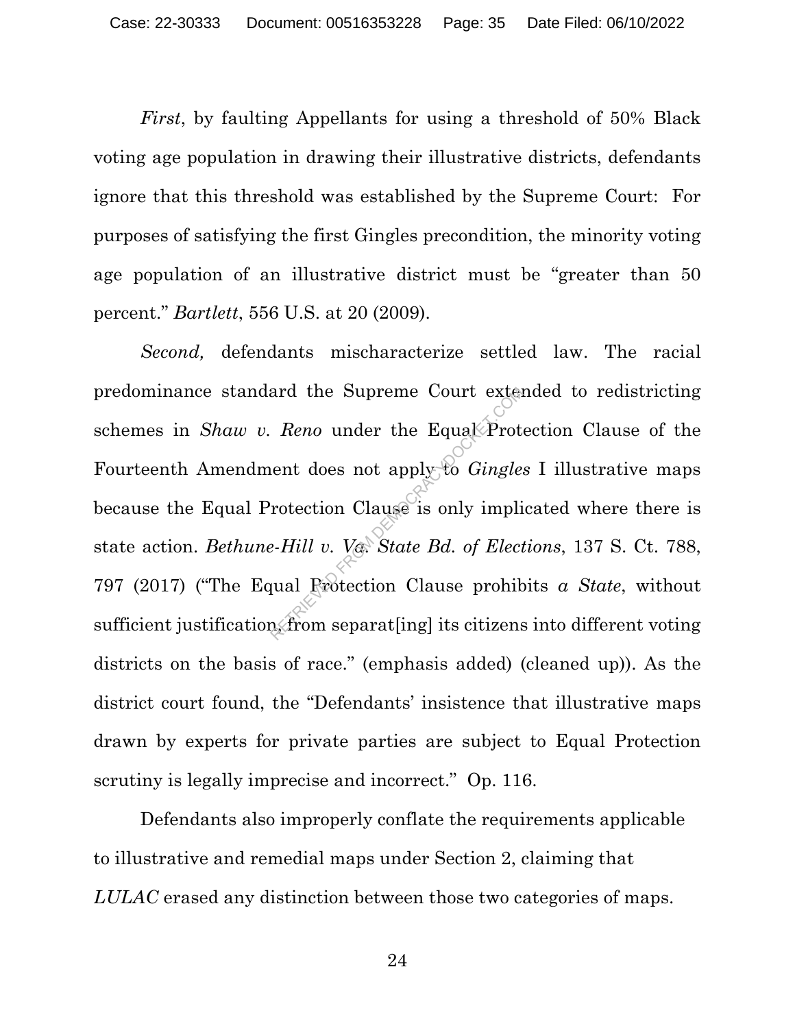*First*, by faulting Appellants for using a threshold of 50% Black voting age population in drawing their illustrative districts, defendants ignore that this threshold was established by the Supreme Court: For purposes of satisfying the first Gingles precondition, the minority voting age population of an illustrative district must be "greater than 50 percent." *Bartlett*, 556 U.S. at 20 (2009).

*Second,* defendants mischaracterize settled law. The racial predominance standard the Supreme Court extended to redistricting schemes in *Shaw v. Reno* under the Equal Protection Clause of the Fourteenth Amendment does not apply to *Gingles* I illustrative maps because the Equal Protection Clause is only implicated where there is state action. *Bethune-Hill v. Va. State Bd. of Elections*, 137 S. Ct. 788, 797 (2017) ("The Equal Protection Clause prohibits *a State*, without sufficient justification, from separat[ing] its citizens into different voting districts on the basis of race." (emphasis added) (cleaned up)). As the district court found, the "Defendants' insistence that illustrative maps drawn by experts for private parties are subject to Equal Protection scrutiny is legally imprecise and incorrect." Op. 116.

Defendants also improperly conflate the requirements applicable to illustrative and remedial maps under Section 2, claiming that *LULAC* erased any distinction between those two categories of maps.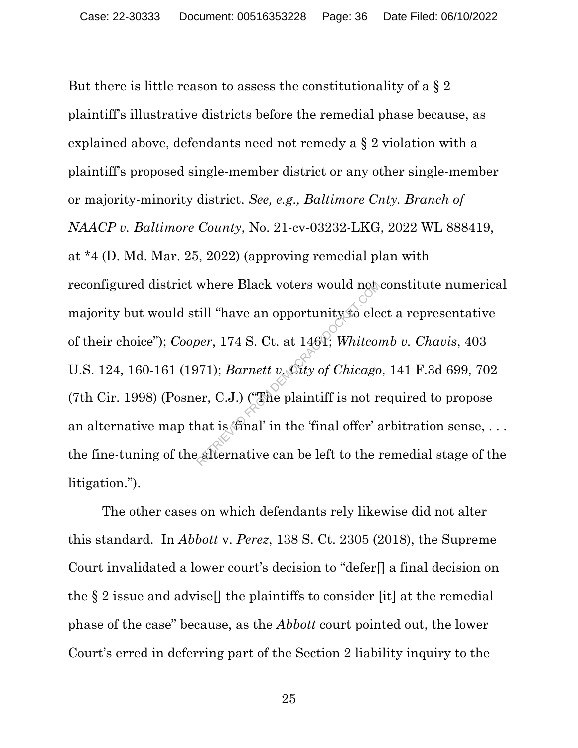But there is little reason to assess the constitutionality of a § 2 plaintiff's illustrative districts before the remedial phase because, as explained above, defendants need not remedy a § 2 violation with a plaintiff's proposed single-member district or any other single-member or majority-minority district. *See, e.g., Baltimore Cnty. Branch of NAACP v. Baltimore County*, No. 21-cv-03232-LKG, 2022 WL 888419, at *4 (D. Md. Mar. 25, 2022) (approving remedial plan with reconfigured district where Black voters would not constitute numerical majority but would still "have an opportunity to elect a representative of their choice"); *Cooper*, 174 S. Ct. at 1461; *Whitcomb v. Chavis*, 403 U.S. 124, 160-161 (1971); *Barnett v. City of Chicago*, 141 F.3d 699, 702 (7th Cir. 1998) (Posner, C.J.) ("The plaintiff is not required to propose an alternative map that is 'final' in the 'final offer' arbitration sense, . . . the fine-tuning of the alternative can be left to the remedial stage of the litigation.").

The other cases on which defendants rely likewise did not alter this standard. In *Abbott* v. *Perez*, 138 S. Ct. 2305 (2018), the Supreme Court invalidated a lower court's decision to "defer[] a final decision on the § 2 issue and advise[] the plaintiffs to consider [it] at the remedial phase of the case" because, as the *Abbott* court pointed out, the lower Court's erred in deferring part of the Section 2 liability inquiry to the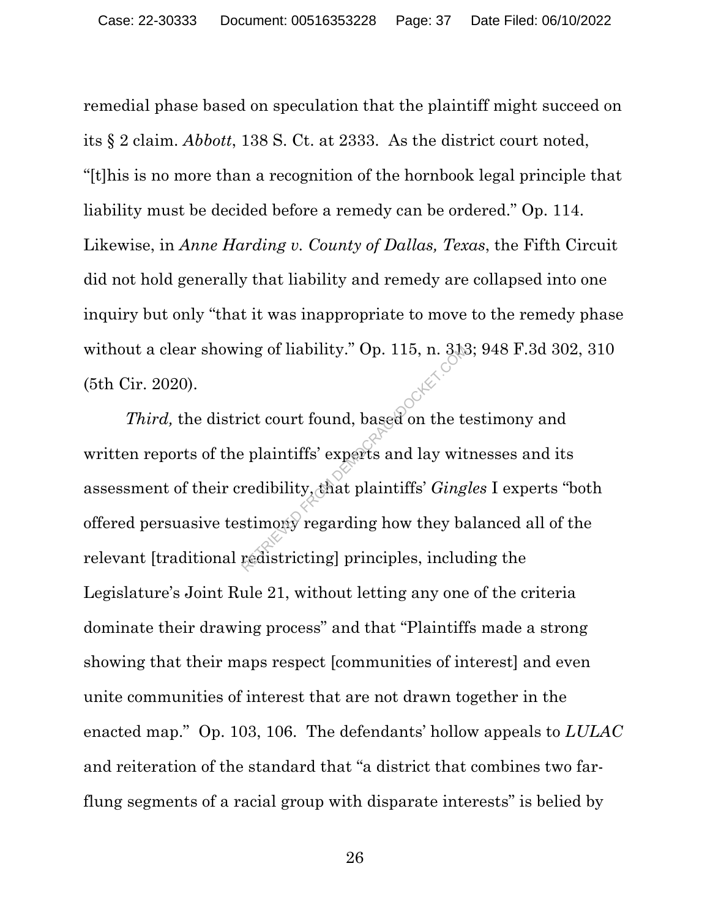remedial phase based on speculation that the plaintiff might succeed on its § 2 claim. *Abbott*, 138 S. Ct. at 2333. As the district court noted, "[t]his is no more than a recognition of the hornbook legal principle that liability must be decided before a remedy can be ordered." Op. 114. Likewise, in *Anne Harding v. County of Dallas, Texas*, the Fifth Circuit did not hold generally that liability and remedy are collapsed into one inquiry but only "that it was inappropriate to move to the remedy phase without a clear showing of liability." Op. 115, n. 313; 948 F.3d 302, 310 (5th Cir. 2020).

*Third,* the district court found, based on the testimony and written reports of the plaintiffs' experts and lay witnesses and its assessment of their credibility, that plaintiffs' *Gingles* I experts "both offered persuasive testimony regarding how they balanced all of the relevant [traditional redistricting] principles, including the Legislature's Joint Rule 21, without letting any one of the criteria dominate their drawing process" and that "Plaintiffs made a strong showing that their maps respect [communities of interest] and even unite communities of interest that are not drawn together in the enacted map." Op. 103, 106. The defendants' hollow appeals to *LULAC* and reiteration of the standard that "a district that combines two far-flung segments of a racial group with disparate interests" is belied by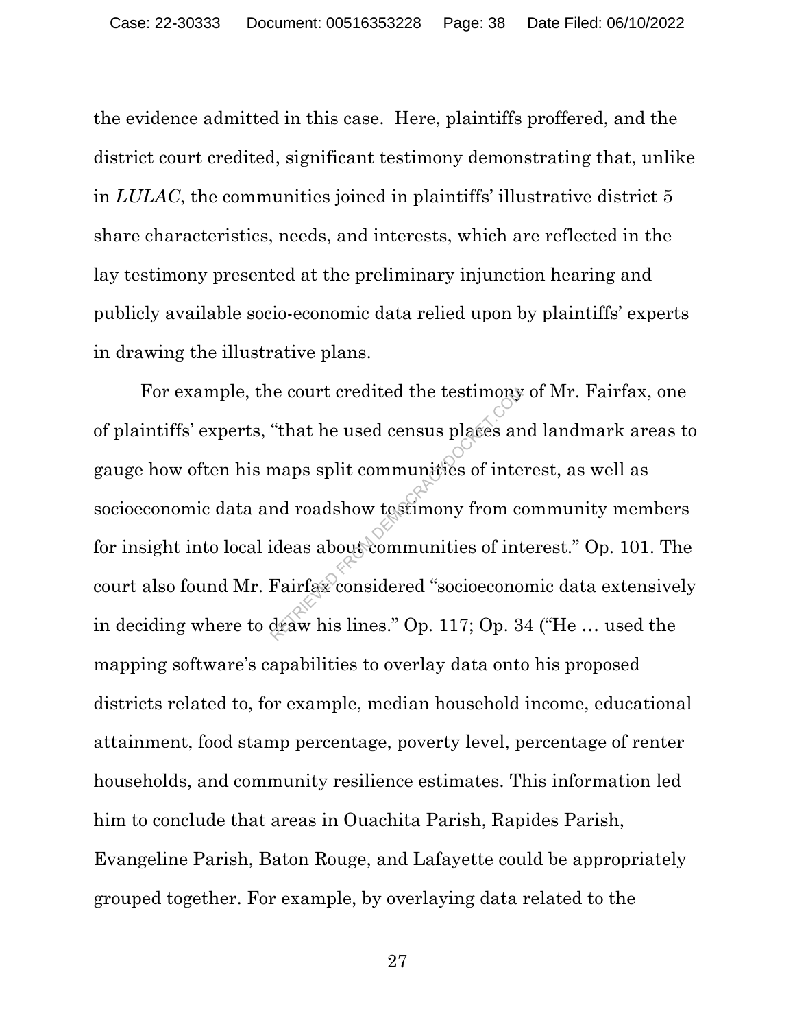the evidence admitted in this case. Here, plaintiffs proffered, and the district court credited, significant testimony demonstrating that, unlike in *LULAC*, the communities joined in plaintiffs' illustrative district 5 share characteristics, needs, and interests, which are reflected in the lay testimony presented at the preliminary injunction hearing and publicly available socio-economic data relied upon by plaintiffs' experts in drawing the illustrative plans.

For example, the court credited the testimony of Mr. Fairfax, one of plaintiffs' experts, "that he used census places and landmark areas to gauge how often his maps split communities of interest, as well as socioeconomic data and roadshow testimony from community members for insight into local ideas about communities of interest." Op. 101. The court also found Mr. Fairfax considered "socioeconomic data extensively in deciding where to draw his lines." Op. 117; Op. 34 ("He … used the mapping software's capabilities to overlay data onto his proposed districts related to, for example, median household income, educational attainment, food stamp percentage, poverty level, percentage of renter households, and community resilience estimates. This information led him to conclude that areas in Ouachita Parish, Rapides Parish, Evangeline Parish, Baton Rouge, and Lafayette could be appropriately grouped together. For example, by overlaying data related to the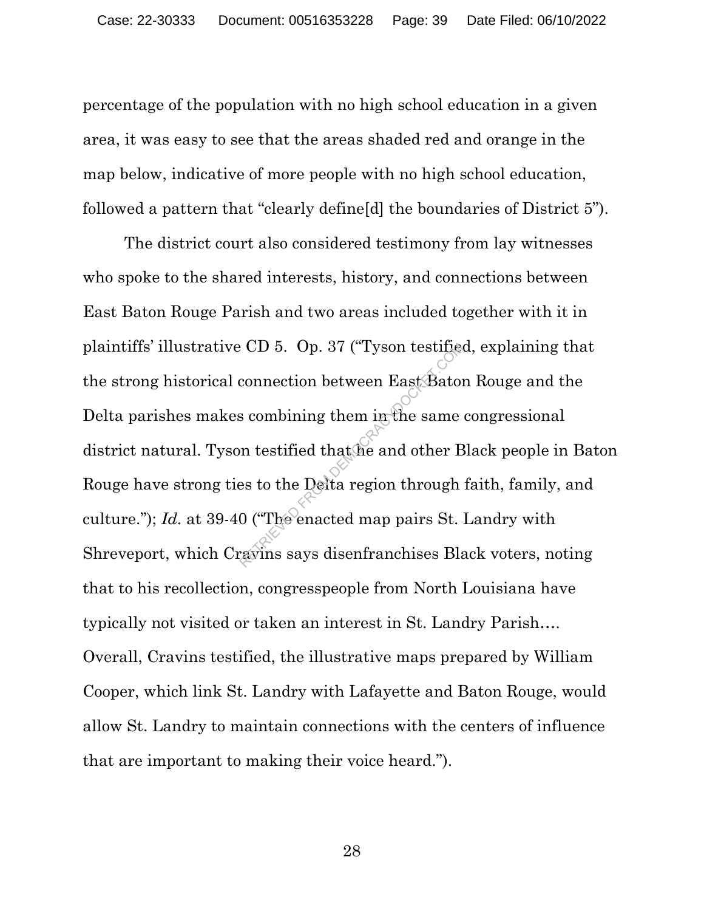percentage of the population with no high school education in a given area, it was easy to see that the areas shaded red and orange in the map below, indicative of more people with no high school education, followed a pattern that "clearly define[d] the boundaries of District 5").

The district court also considered testimony from lay witnesses who spoke to the shared interests, history, and connections between East Baton Rouge Parish and two areas included together with it in plaintiffs' illustrative CD 5. Op. 37 ("Tyson testified, explaining that the strong historical connection between East Baton Rouge and the Delta parishes makes combining them in the same congressional district natural. Tyson testified that he and other Black people in Baton Rouge have strong ties to the Delta region through faith, family, and culture."); *Id.* at 39-40 ("The enacted map pairs St. Landry with Shreveport, which Cravins says disenfranchises Black voters, noting that to his recollection, congresspeople from North Louisiana have typically not visited or taken an interest in St. Landry Parish…. Overall, Cravins testified, the illustrative maps prepared by William Cooper, which link St. Landry with Lafayette and Baton Rouge, would allow St. Landry to maintain connections with the centers of influence that are important to making their voice heard.").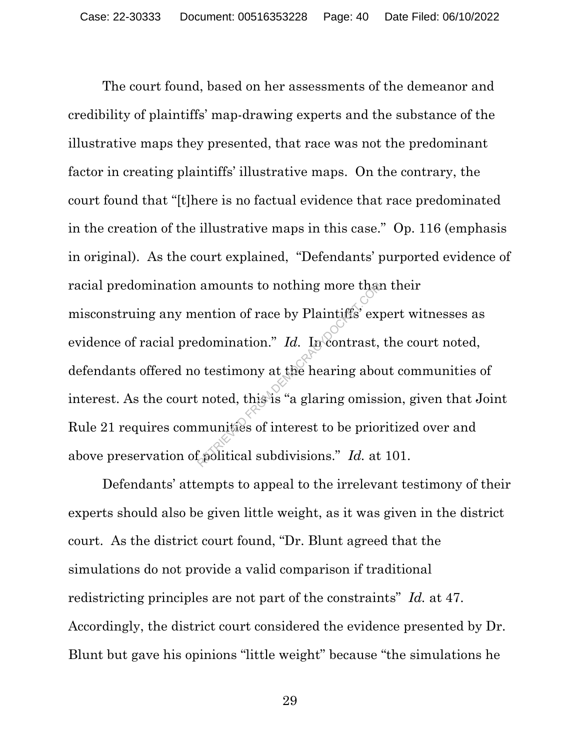The court found, based on her assessments of the demeanor and credibility of plaintiffs' map-drawing experts and the substance of the illustrative maps they presented, that race was not the predominant factor in creating plaintiffs' illustrative maps. On the contrary, the court found that "[t]here is no factual evidence that race predominated in the creation of the illustrative maps in this case." Op. 116 (emphasis in original). As the court explained, "Defendants' purported evidence of racial predomination amounts to nothing more than their misconstruing any mention of race by Plaintiffs' expert witnesses as evidence of racial predomination." *Id.* In contrast, the court noted, defendants offered no testimony at the hearing about communities of interest. As the court noted, this is "a glaring omission, given that Joint Rule 21 requires communities of interest to be prioritized over and above preservation of political subdivisions." *Id.* at 101.

Defendants' attempts to appeal to the irrelevant testimony of their experts should also be given little weight, as it was given in the district court. As the district court found, "Dr. Blunt agreed that the simulations do not provide a valid comparison if traditional redistricting principles are not part of the constraints" *Id.* at 47. Accordingly, the district court considered the evidence presented by Dr. Blunt but gave his opinions "little weight" because "the simulations he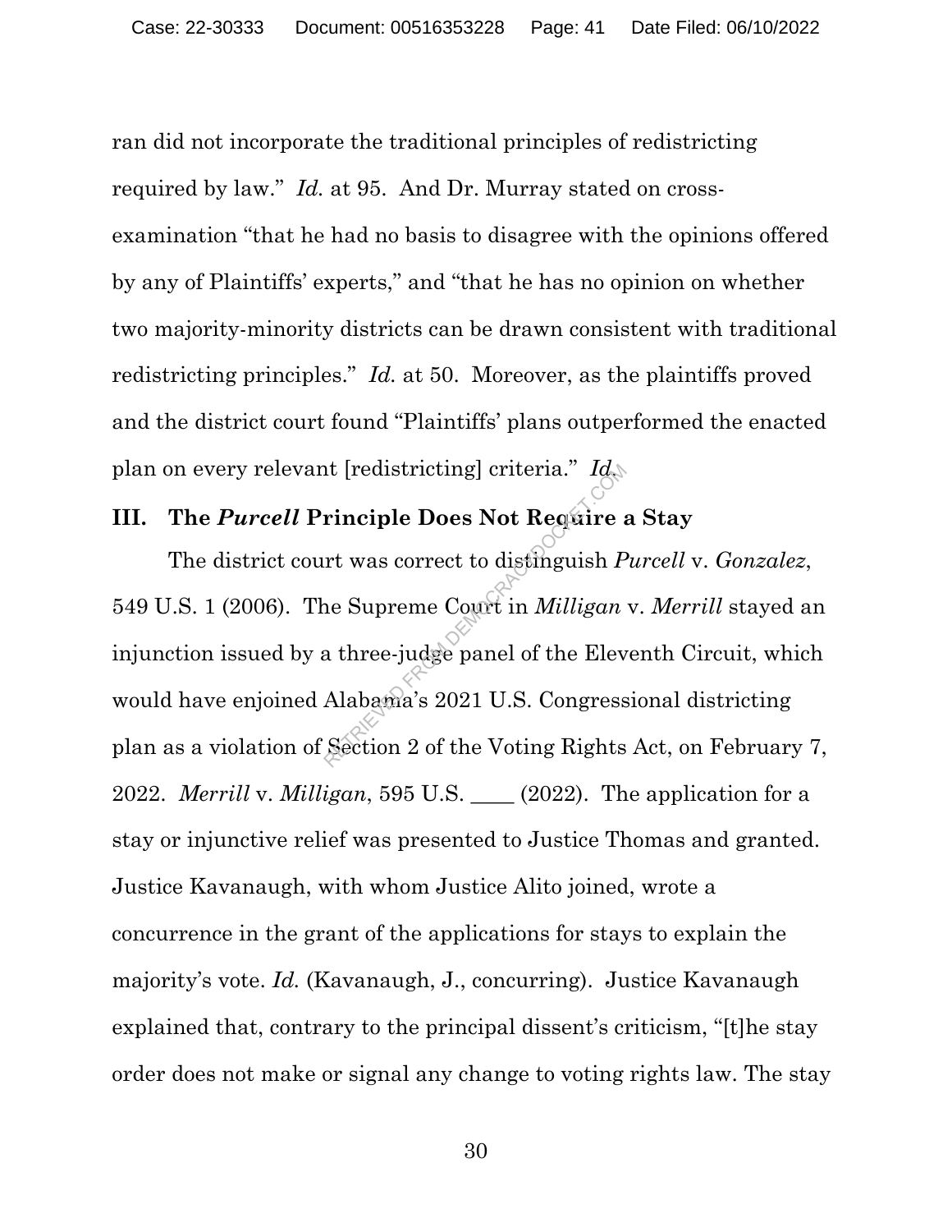ran did not incorporate the traditional principles of redistricting required by law." *Id.* at 95. And Dr. Murray stated on cross-examination "that he had no basis to disagree with the opinions offered by any of Plaintiffs' experts," and "that he has no opinion on whether two majority-minority districts can be drawn consistent with traditional redistricting principles." *Id.* at 50. Moreover, as the plaintiffs proved and the district court found "Plaintiffs' plans outperformed the enacted plan on every relevant [redistricting] criteria." *Id.*

## III. The *Purcell* Principle Does Not Require a Stay

The district court was correct to distinguish *Purcell* v. *Gonzalez*, 549 U.S. 1 (2006). The Supreme Court in *Milligan* v. *Merrill* stayed an injunction issued by a three-judge panel of the Eleventh Circuit, which would have enjoined Alabama's 2021 U.S. Congressional districting plan as a violation of Section 2 of the Voting Rights Act, on February 7, 2022. *Merrill* v. *Milligan*, 595 U.S. ____ (2022). The application for a stay or injunctive relief was presented to Justice Thomas and granted. Justice Kavanaugh, with whom Justice Alito joined, wrote a concurrence in the grant of the applications for stays to explain the majority's vote. *Id.* (Kavanaugh, J., concurring). Justice Kavanaugh explained that, contrary to the principal dissent's criticism, "[t]he stay order does not make or signal any change to voting rights law. The stay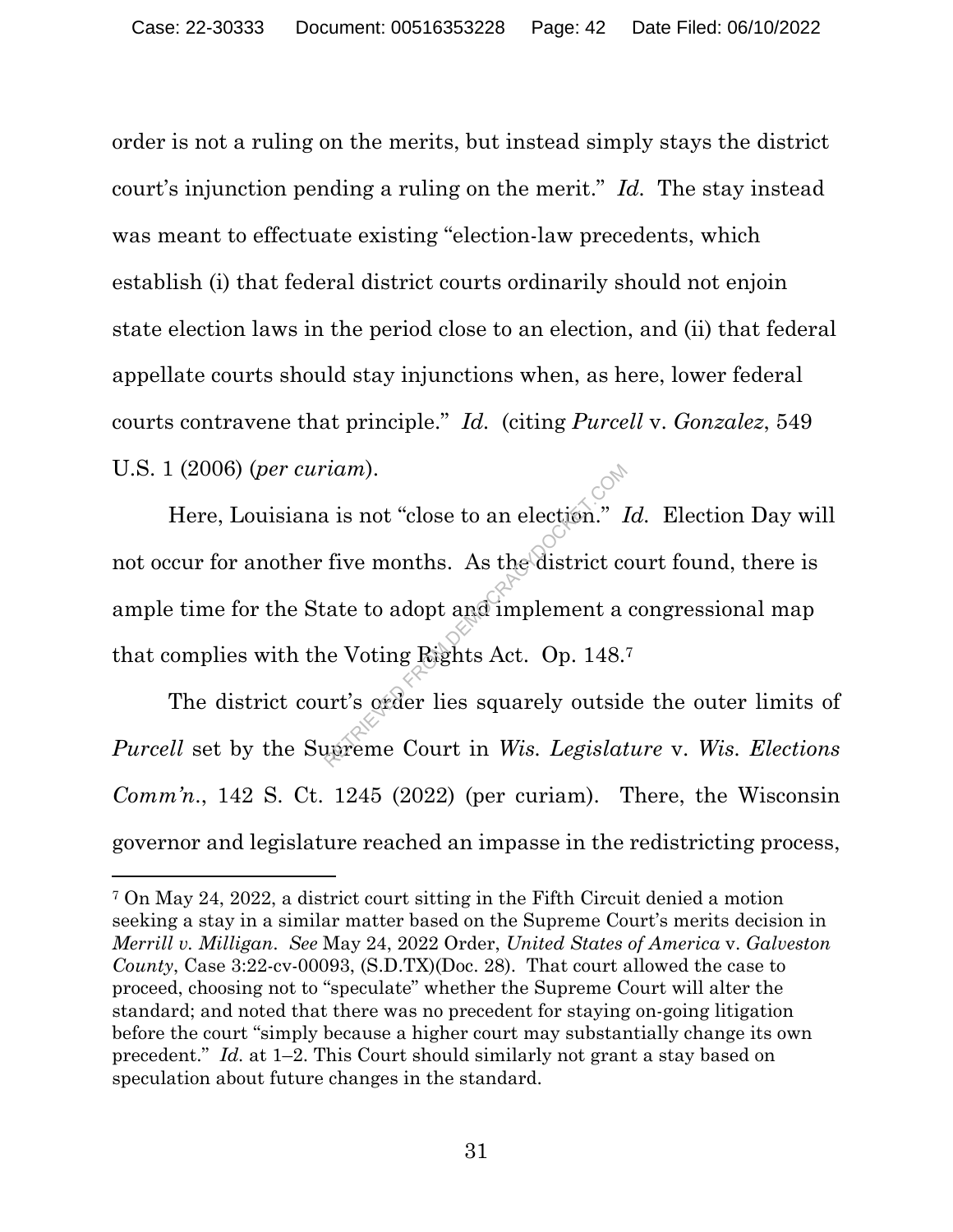order is not a ruling on the merits, but instead simply stays the district court's injunction pending a ruling on the merit." *Id.* The stay instead was meant to effectuate existing "election-law precedents, which establish (i) that federal district courts ordinarily should not enjoin state election laws in the period close to an election, and (ii) that federal appellate courts should stay injunctions when, as here, lower federal courts contravene that principle." *Id.* (citing *Purcell* v. *Gonzalez*, 549 U.S. 1 (2006) (*per curiam*).

Here, Louisiana is not "close to an election." *Id.* Election Day will not occur for another five months. As the district court found, there is ample time for the State to adopt and implement a congressional map that complies with the Voting Rights Act. Op. 148.[7]

The district court's order lies squarely outside the outer limits of *Purcell* set by the Supreme Court in *Wis. Legislature* v. *Wis. Elections Comm'n.*, 142 S. Ct. 1245 (2022) (per curiam). There, the Wisconsin governor and legislature reached an impasse in the redistricting process,

---

[7] On May 24, 2022, a district court sitting in the Fifth Circuit denied a motion seeking a stay in a similar matter based on the Supreme Court's merits decision in *Merrill v. Milligan*. *See* May 24, 2022 Order, *United States of America* v. *Galveston County*, Case 3:22-cv-00093, (S.D.TX)(Doc. 28). That court allowed the case to proceed, choosing not to "speculate" whether the Supreme Court will alter the standard; and noted that there was no precedent for staying on-going litigation before the court "simply because a higher court may substantially change its own precedent." *Id.* at 1–2. This Court should similarly not grant a stay based on speculation about future changes in the standard.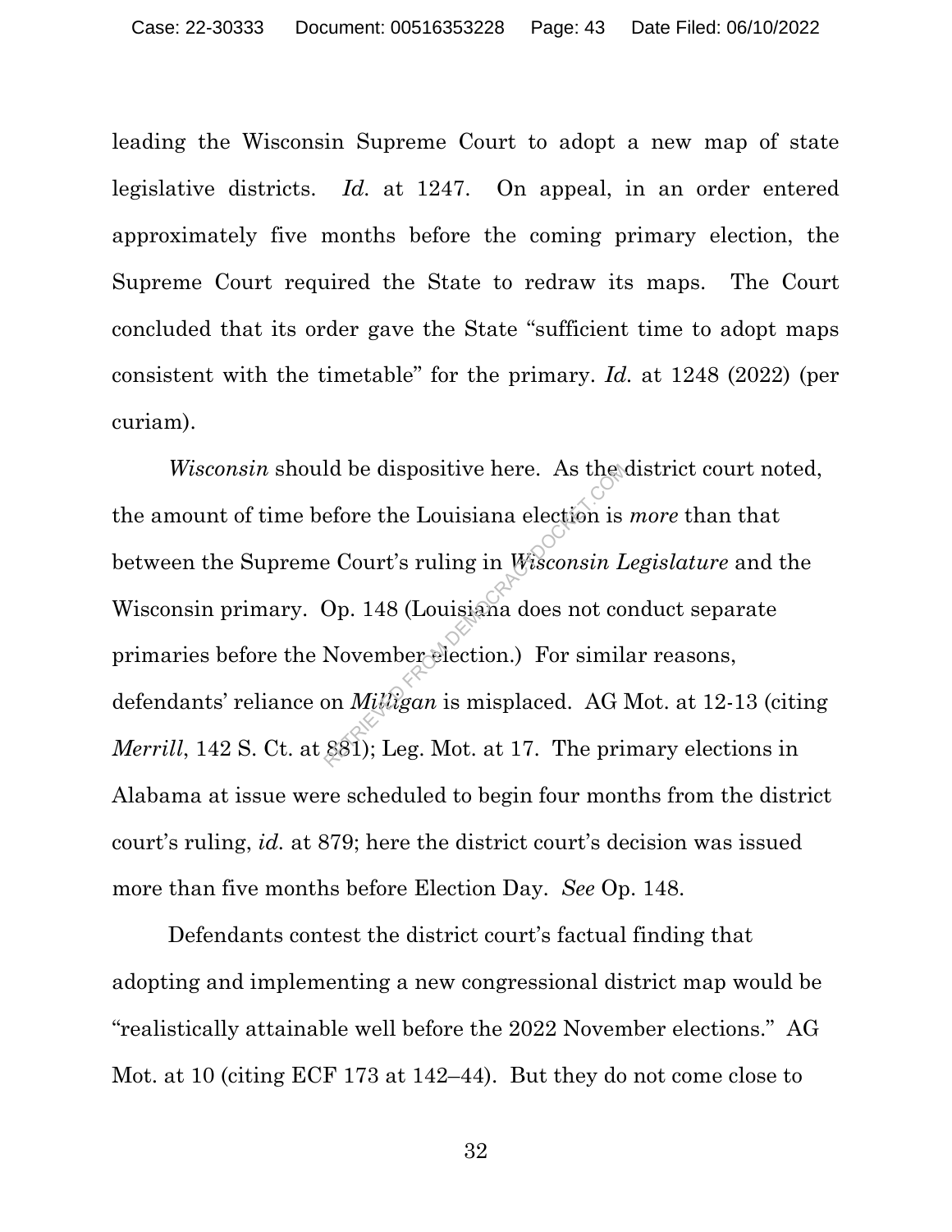leading the Wisconsin Supreme Court to adopt a new map of state legislative districts. *Id.* at 1247. On appeal, in an order entered approximately five months before the coming primary election, the Supreme Court required the State to redraw its maps. The Court concluded that its order gave the State "sufficient time to adopt maps consistent with the timetable" for the primary. *Id.* at 1248 (2022) (per curiam).

*Wisconsin* should be dispositive here. As the district court noted, the amount of time before the Louisiana election is *more* than that between the Supreme Court's ruling in *Wisconsin Legislature* and the Wisconsin primary. Op. 148 (Louisiana does not conduct separate primaries before the November election.) For similar reasons, defendants' reliance on *Milligan* is misplaced. AG Mot. at 12-13 (citing *Merrill*, 142 S. Ct. at 881); Leg. Mot. at 17. The primary elections in Alabama at issue were scheduled to begin four months from the district court's ruling, *id.* at 879; here the district court's decision was issued more than five months before Election Day. *See* Op. 148.

Defendants contest the district court's factual finding that adopting and implementing a new congressional district map would be "realistically attainable well before the 2022 November elections." AG Mot. at 10 (citing ECF 173 at 142–44). But they do not come close to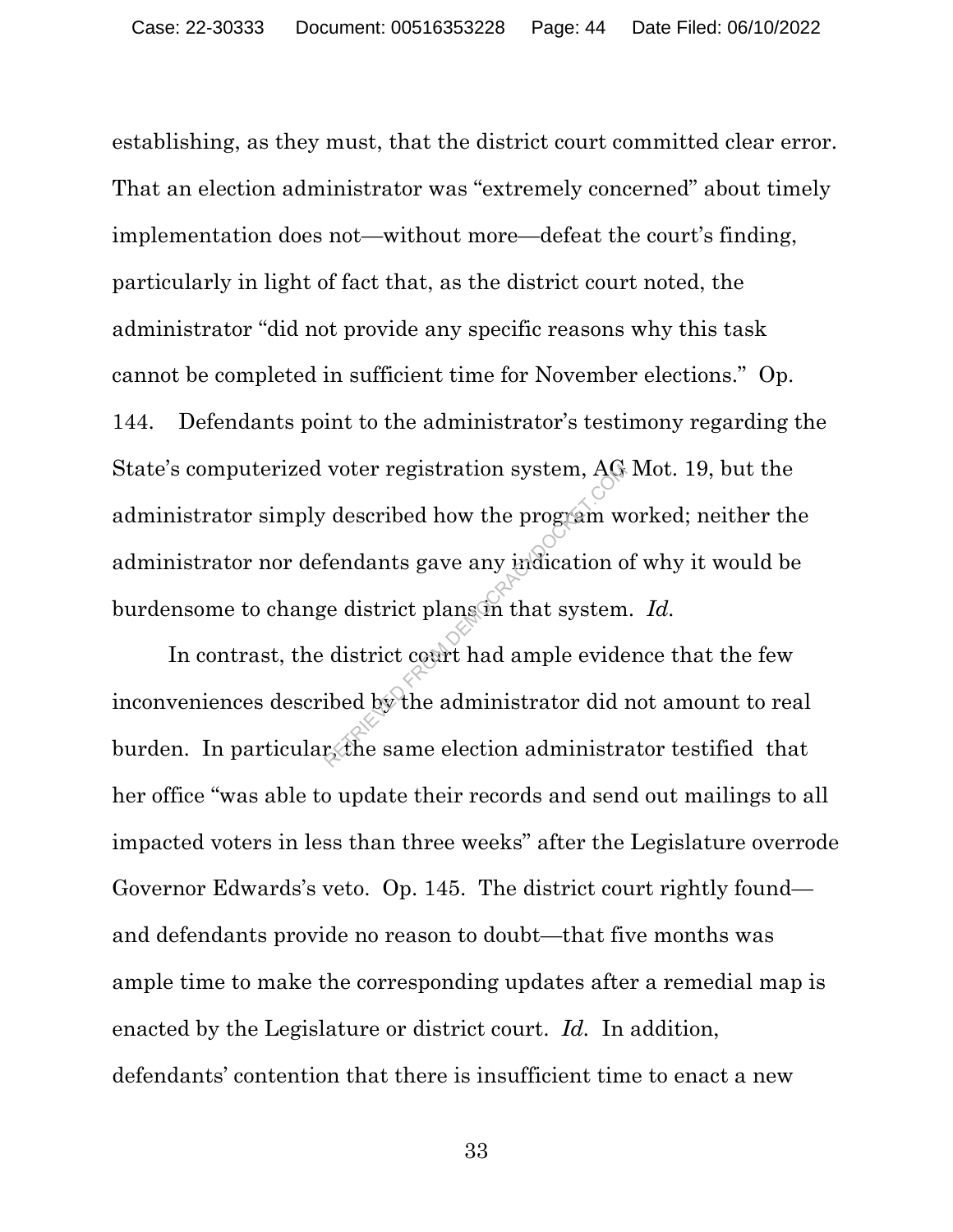establishing, as they must, that the district court committed clear error. That an election administrator was "extremely concerned" about timely implementation does not—without more—defeat the court's finding, particularly in light of fact that, as the district court noted, the administrator "did not provide any specific reasons why this task cannot be completed in sufficient time for November elections." Op. 144. Defendants point to the administrator's testimony regarding the State's computerized voter registration system, AG Mot. 19, but the administrator simply described how the program worked; neither the administrator nor defendants gave any indication of why it would be burdensome to change district plans in that system. *Id.*

In contrast, the district court had ample evidence that the few inconveniences described by the administrator did not amount to real burden. In particular, the same election administrator testified that her office "was able to update their records and send out mailings to all impacted voters in less than three weeks" after the Legislature overrode Governor Edwards's veto. Op. 145. The district court rightly found—and defendants provide no reason to doubt—that five months was ample time to make the corresponding updates after a remedial map is enacted by the Legislature or district court. *Id.* In addition, defendants' contention that there is insufficient time to enact a new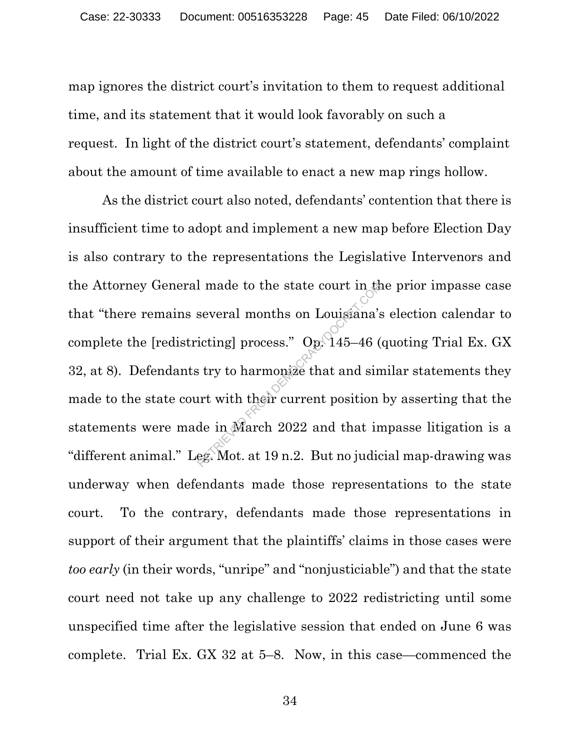map ignores the district court's invitation to them to request additional time, and its statement that it would look favorably on such a request. In light of the district court's statement, defendants' complaint about the amount of time available to enact a new map rings hollow.

As the district court also noted, defendants' contention that there is insufficient time to adopt and implement a new map before Election Day is also contrary to the representations the Legislative Intervenors and the Attorney General made to the state court in the prior impasse case that "there remains several months on Louisiana's election calendar to complete the [redistricting] process." Op. 145–46 (quoting Trial Ex. GX 32, at 8). Defendants try to harmonize that and similar statements they made to the state court with their current position by asserting that the statements were made in March 2022 and that impasse litigation is a "different animal." Leg. Mot. at 19 n.2. But no judicial map-drawing was underway when defendants made those representations to the state court. To the contrary, defendants made those representations in support of their argument that the plaintiffs' claims in those cases were *too early* (in their words, "unripe" and "nonjusticiable") and that the state court need not take up any challenge to 2022 redistricting until some unspecified time after the legislative session that ended on June 6 was complete. Trial Ex. GX 32 at 5–8. Now, in this case—commenced the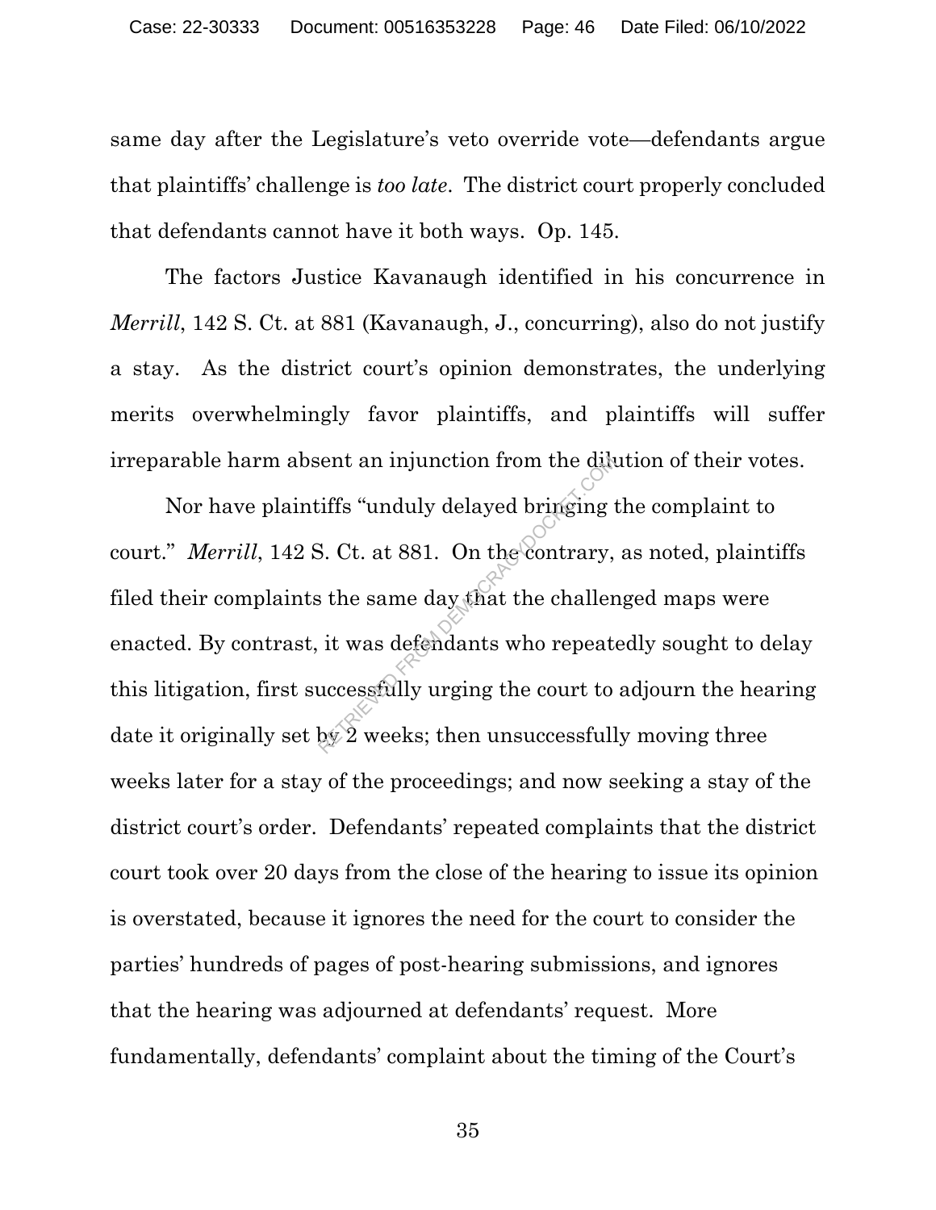same day after the Legislature's veto override vote—defendants argue that plaintiffs' challenge is *too late*. The district court properly concluded that defendants cannot have it both ways. Op. 145.

The factors Justice Kavanaugh identified in his concurrence in *Merrill*, 142 S. Ct. at 881 (Kavanaugh, J., concurring), also do not justify a stay. As the district court's opinion demonstrates, the underlying merits overwhelmingly favor plaintiffs, and plaintiffs will suffer irreparable harm absent an injunction from the dilution of their votes.

Nor have plaintiffs "unduly delayed bringing the complaint to court." *Merrill*, 142 S. Ct. at 881. On the contrary, as noted, plaintiffs filed their complaints the same day that the challenged maps were enacted. By contrast, it was defendants who repeatedly sought to delay this litigation, first successfully urging the court to adjourn the hearing date it originally set by 2 weeks; then unsuccessfully moving three weeks later for a stay of the proceedings; and now seeking a stay of the district court's order. Defendants' repeated complaints that the district court took over 20 days from the close of the hearing to issue its opinion is overstated, because it ignores the need for the court to consider the parties' hundreds of pages of post-hearing submissions, and ignores that the hearing was adjourned at defendants' request. More fundamentally, defendants' complaint about the timing of the Court's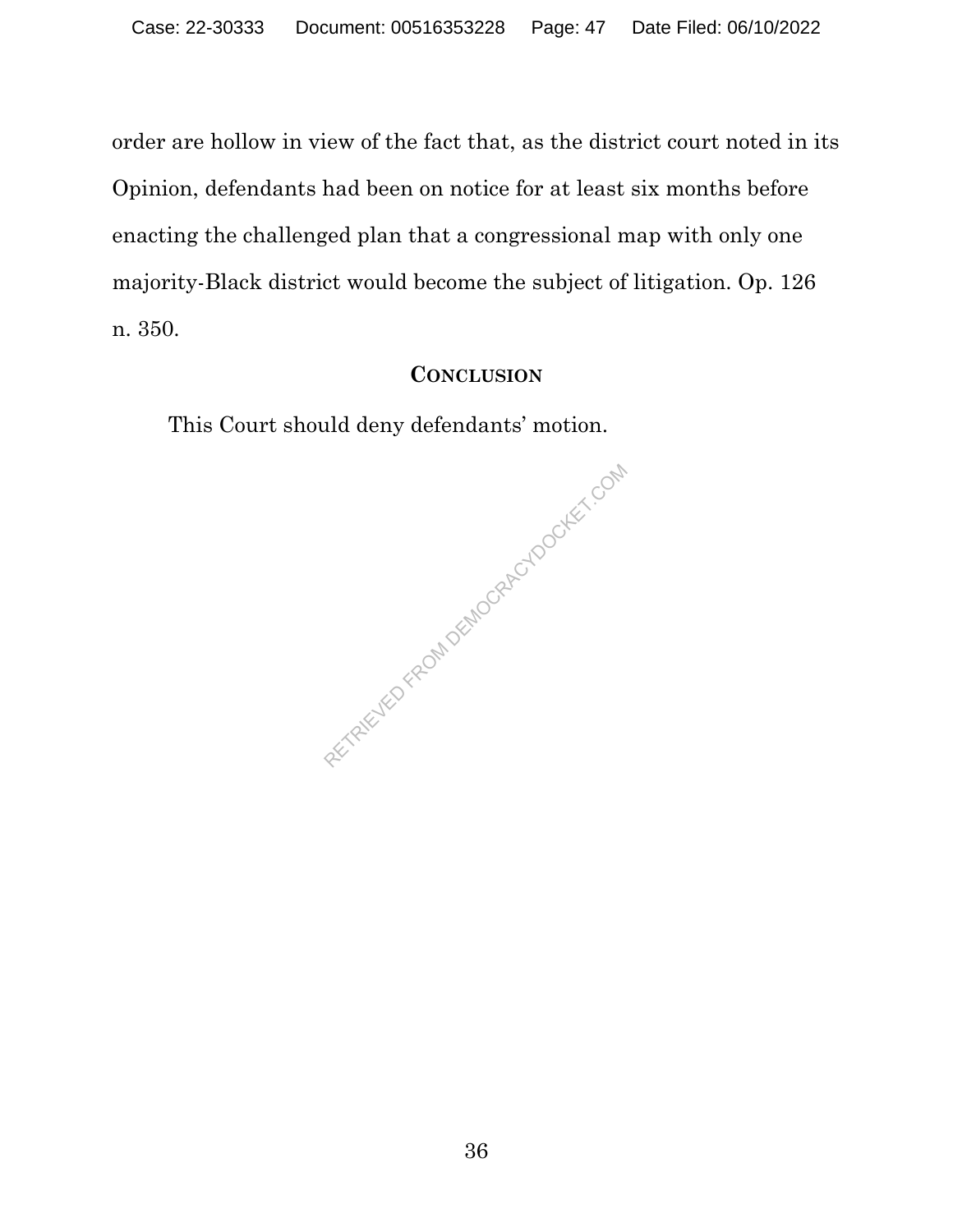order are hollow in view of the fact that, as the district court noted in its Opinion, defendants had been on notice for at least six months before enacting the challenged plan that a congressional map with only one majority-Black district would become the subject of litigation. Op. 126 n. 350.

## CONCLUSION

This Court should deny defendants' motion.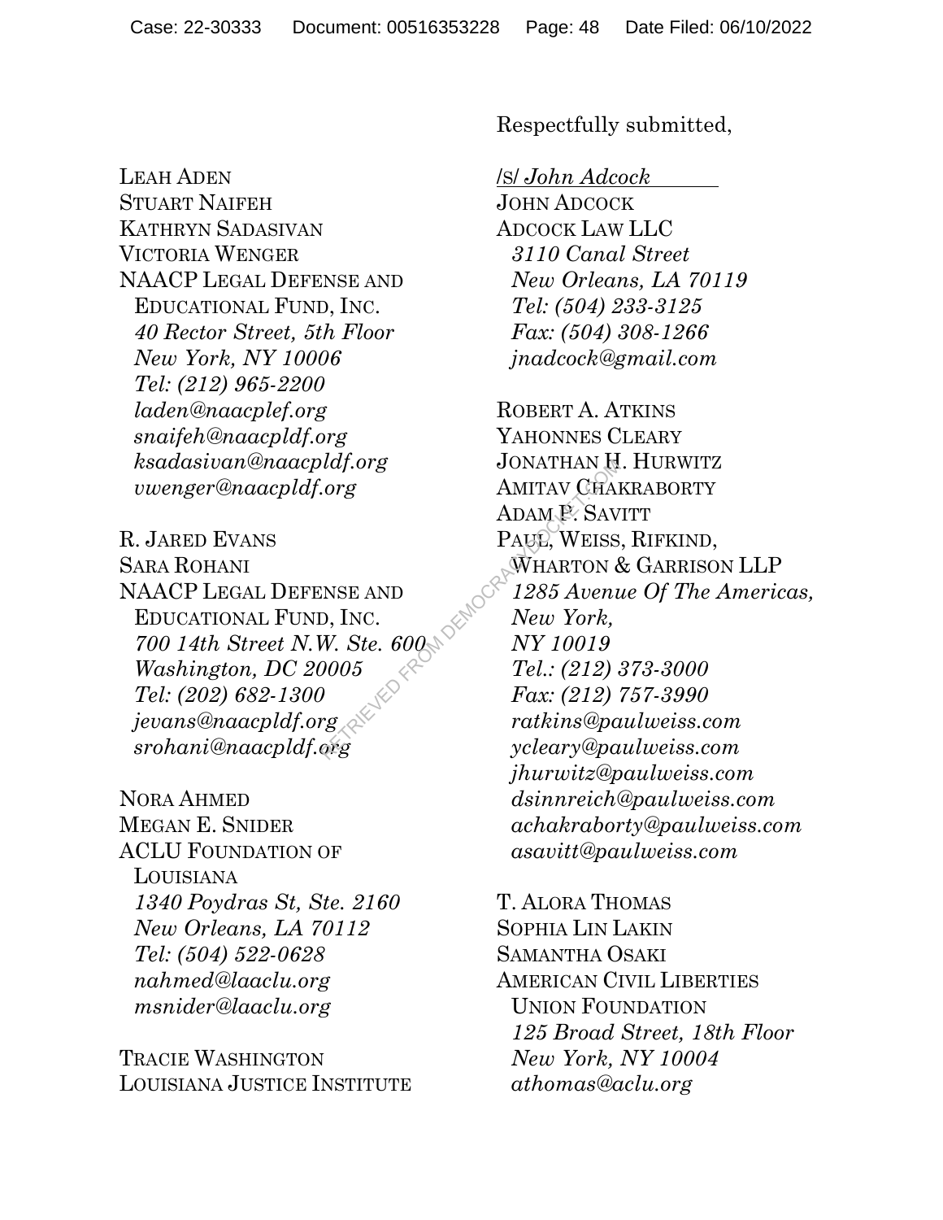Respectfully submitted,

/s/ *John Adcock*
JOHN ADCOCK
ADCOCK LAW LLC
*3110 Canal Street*
*New Orleans, LA 70119*
*Tel: (504) 233-3125*
*Fax: (504) 308-1266*
*jnadcock@gmail.com*

ROBERT A. ATKINS
YAHONNES CLEARY
JONATHAN H. HURWITZ
AMITAV CHAKRABORTY
ADAM P. SAVITT
PAUL, WEISS, RIFKIND, WHARTON & GARRISON LLP
*1285 Avenue Of The Americas,*
*New York,*
*NY 10019*
*Tel.: (212) 373-3000*
*Fax: (212) 757-3990*
*ratkins@paulweiss.com*
*ycleary@paulweiss.com*
*jhurwitz@paulweiss.com*
*dsinnreich@paulweiss.com*
*achakraborty@paulweiss.com*
*asavitt@paulweiss.com*

T. ALORA THOMAS
SOPHIA LIN LAKIN
SAMANTHA OSAKI
AMERICAN CIVIL LIBERTIES UNION FOUNDATION
*125 Broad Street, 18th Floor*
*New York, NY 10004*
*athomas@aclu.org*

LEAH ADEN
STUART NAIFEH
KATHRYN SADASIVAN
VICTORIA WENGER
NAACP LEGAL DEFENSE AND EDUCATIONAL FUND, INC.
*40 Rector Street, 5th Floor*
*New York, NY 10006*
*Tel: (212) 965-2200*
*laden@naacplef.org*
*snaifeh@naacpldf.org*
*ksadasivan@naacpldf.org*
*vwenger@naacpldf.org*

R. JARED EVANS
SARA ROHANI
NAACP LEGAL DEFENSE AND EDUCATIONAL FUND, INC.
*700 14th Street N.W. Ste. 600*
*Washington, DC 20005*
*Tel: (202) 682-1300*
*jevans@naacpldf.org*
*srohani@naacpldf.org*

NORA AHMED
MEGAN E. SNIDER
ACLU FOUNDATION OF LOUISIANA
*1340 Poydras St, Ste. 2160*
*New Orleans, LA 70112*
*Tel: (504) 522-0628*
*nahmed@laaclu.org*
*msnider@laaclu.org*

TRACIE WASHINGTON
LOUISIANA JUSTICE INSTITUTE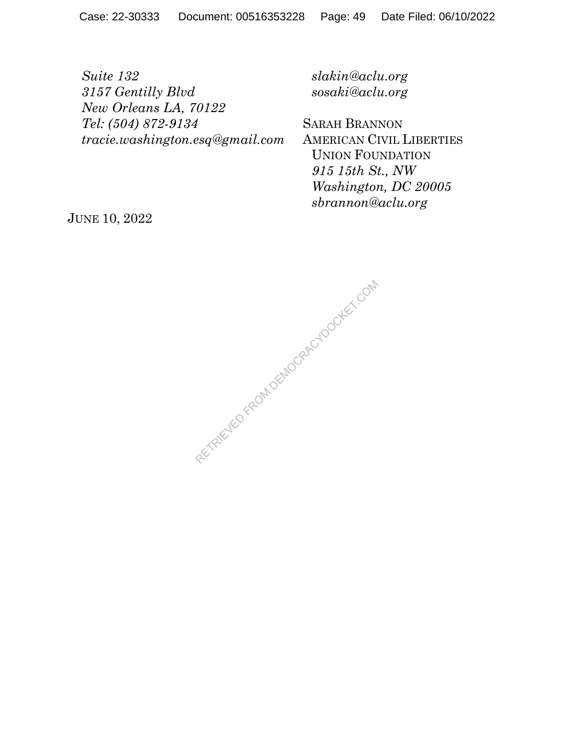*Suite 132*
*3157 Gentilly Blvd*
*New Orleans LA, 70122*
*Tel: (504) 872-9134*
*tracie.washington.esq@gmail.com*

*slakin@aclu.org*
*sosaki@aclu.org*

SARAH BRANNON
AMERICAN CIVIL LIBERTIES
UNION FOUNDATION
*915 15th St., NW*
*Washington, DC 20005*
*sbrannon@aclu.org*

JUNE 10, 2022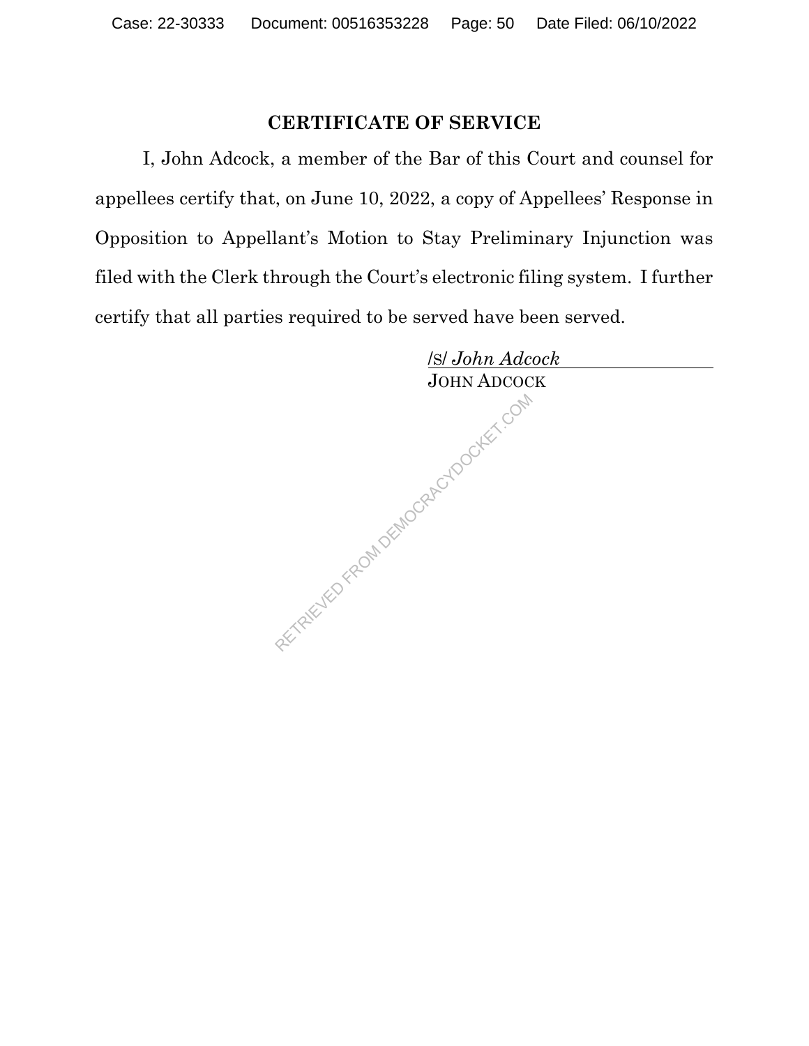## CERTIFICATE OF SERVICE

I, John Adcock, a member of the Bar of this Court and counsel for appellees certify that, on June 10, 2022, a copy of Appellees' Response in Opposition to Appellant's Motion to Stay Preliminary Injunction was filed with the Clerk through the Court's electronic filing system. I further certify that all parties required to be served have been served.

/S/ *John Adcock*
JOHN ADCOCK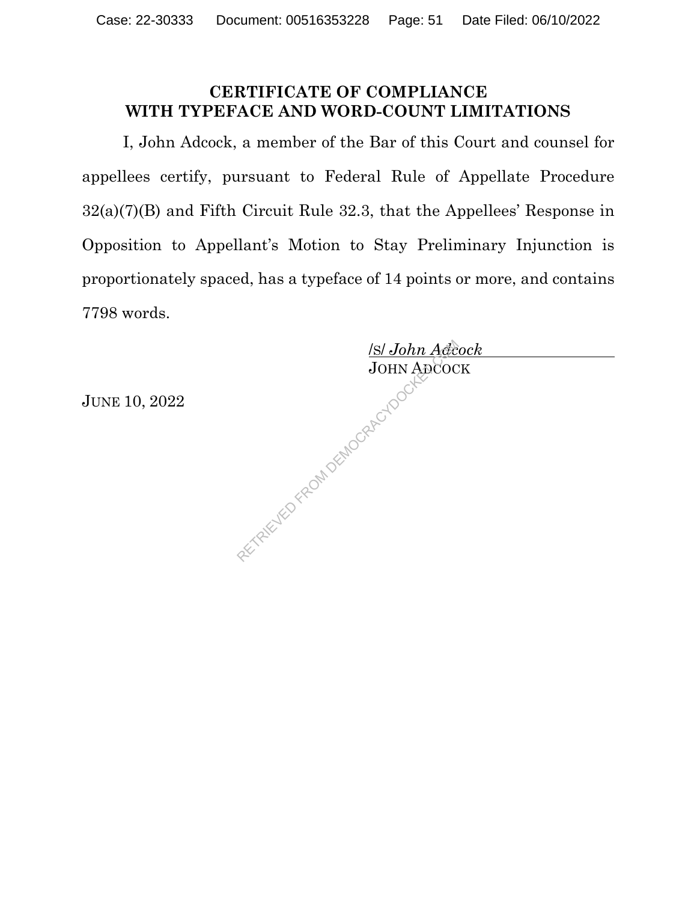## CERTIFICATE OF COMPLIANCE WITH TYPEFACE AND WORD-COUNT LIMITATIONS

I, John Adcock, a member of the Bar of this Court and counsel for appellees certify, pursuant to Federal Rule of Appellate Procedure 32(a)(7)(B) and Fifth Circuit Rule 32.3, that the Appellees' Response in Opposition to Appellant's Motion to Stay Preliminary Injunction is proportionately spaced, has a typeface of 14 points or more, and contains 7798 words.

/s/ *John Adcock*
JOHN ADCOCK

JUNE 10, 2022